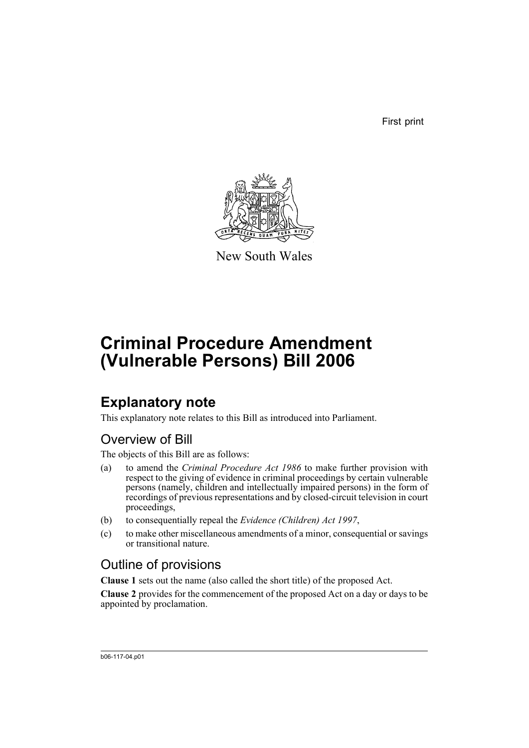First print

New South Wales

# Criminal Procedure Amendment (Vulnerable Persons) Bill 2006

## Explanatory note

This explanatory note relates to this Bill as introduced into Parliament.

### Overview of Bill

The objects of this Bill are as follows:

(a) to amend the *Criminal Procedure Act 1986* to make further provision with respect to the giving of evidence in criminal proceedings by certain vulnerable persons (namely, children and intellectually impaired persons) in the form of recordings of previous representations and by closed-circuit television in court proceedings,

(b) to consequentially repeal the *Evidence (Children) Act 1997*,

(c) to make other miscellaneous amendments of a minor, consequential or savings or transitional nature.

### Outline of provisions

**Clause 1** sets out the name (also called the short title) of the proposed Act.

**Clause 2** provides for the commencement of the proposed Act on a day or days to be appointed by proclamation.

b06-117-04.p01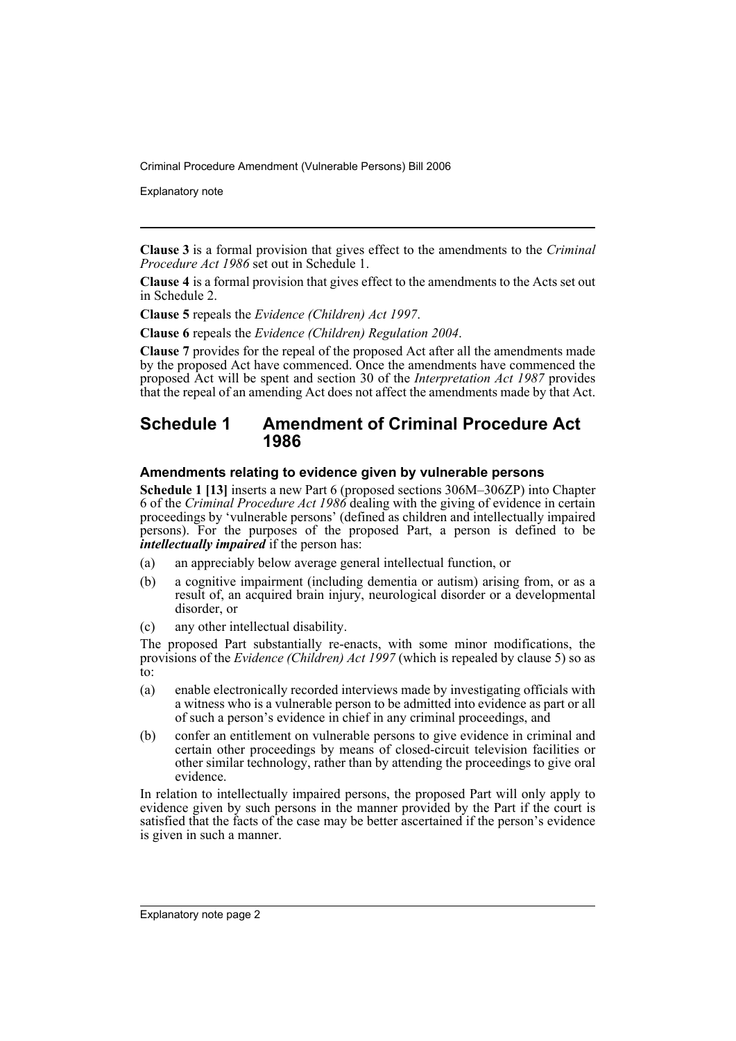**Clause 3** is a formal provision that gives effect to the amendments to the *Criminal Procedure Act 1986* set out in Schedule 1.

**Clause 4** is a formal provision that gives effect to the amendments to the Acts set out in Schedule 2.

**Clause 5** repeals the *Evidence (Children) Act 1997*.

**Clause 6** repeals the *Evidence (Children) Regulation 2004*.

**Clause 7** provides for the repeal of the proposed Act after all the amendments made by the proposed Act have commenced. Once the amendments have commenced the proposed Act will be spent and section 30 of the *Interpretation Act 1987* provides that the repeal of an amending Act does not affect the amendments made by that Act.

## Schedule 1 Amendment of Criminal Procedure Act 1986

### Amendments relating to evidence given by vulnerable persons

**Schedule 1 [13]** inserts a new Part 6 (proposed sections 306M–306ZP) into Chapter 6 of the *Criminal Procedure Act 1986* dealing with the giving of evidence in certain proceedings by 'vulnerable persons' (defined as children and intellectually impaired persons). For the purposes of the proposed Part, a person is defined to be ***intellectually impaired*** if the person has:

(a) an appreciably below average general intellectual function, or

(b) a cognitive impairment (including dementia or autism) arising from, or as a result of, an acquired brain injury, neurological disorder or a developmental disorder, or

(c) any other intellectual disability.

The proposed Part substantially re-enacts, with some minor modifications, the provisions of the *Evidence (Children) Act 1997* (which is repealed by clause 5) so as to:

(a) enable electronically recorded interviews made by investigating officials with a witness who is a vulnerable person to be admitted into evidence as part or all of such a person's evidence in chief in any criminal proceedings, and

(b) confer an entitlement on vulnerable persons to give evidence in criminal and certain other proceedings by means of closed-circuit television facilities or other similar technology, rather than by attending the proceedings to give oral evidence.

In relation to intellectually impaired persons, the proposed Part will only apply to evidence given by such persons in the manner provided by the Part if the court is satisfied that the facts of the case may be better ascertained if the person's evidence is given in such a manner.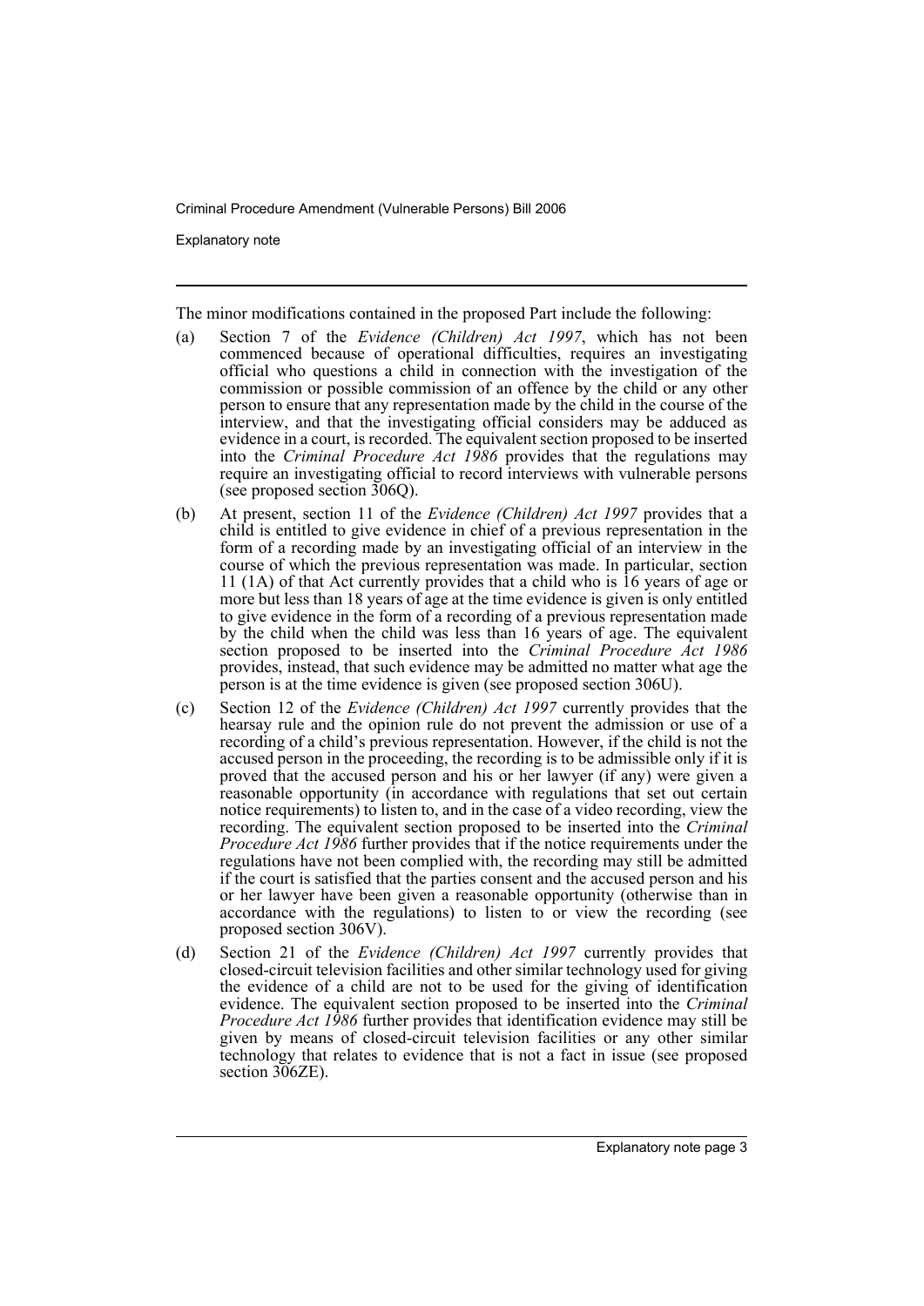The minor modifications contained in the proposed Part include the following:

(a) Section 7 of the *Evidence (Children) Act 1997*, which has not been commenced because of operational difficulties, requires an investigating official who questions a child in connection with the investigation of the commission or possible commission of an offence by the child or any other person to ensure that any representation made by the child in the course of the interview, and that the investigating official considers may be adduced as evidence in a court, is recorded. The equivalent section proposed to be inserted into the *Criminal Procedure Act 1986* provides that the regulations may require an investigating official to record interviews with vulnerable persons (see proposed section 306Q).

(b) At present, section 11 of the *Evidence (Children) Act 1997* provides that a child is entitled to give evidence in chief of a previous representation in the form of a recording made by an investigating official of an interview in the course of which the previous representation was made. In particular, section 11 (1A) of that Act currently provides that a child who is 16 years of age or more but less than 18 years of age at the time evidence is given is only entitled to give evidence in the form of a recording of a previous representation made by the child when the child was less than 16 years of age. The equivalent section proposed to be inserted into the *Criminal Procedure Act 1986* provides, instead, that such evidence may be admitted no matter what age the person is at the time evidence is given (see proposed section 306U).

(c) Section 12 of the *Evidence (Children) Act 1997* currently provides that the hearsay rule and the opinion rule do not prevent the admission or use of a recording of a child's previous representation. However, if the child is not the accused person in the proceeding, the recording is to be admissible only if it is proved that the accused person and his or her lawyer (if any) were given a reasonable opportunity (in accordance with regulations that set out certain notice requirements) to listen to, and in the case of a video recording, view the recording. The equivalent section proposed to be inserted into the *Criminal Procedure Act 1986* further provides that if the notice requirements under the regulations have not been complied with, the recording may still be admitted if the court is satisfied that the parties consent and the accused person and his or her lawyer have been given a reasonable opportunity (otherwise than in accordance with the regulations) to listen to or view the recording (see proposed section 306V).

(d) Section 21 of the *Evidence (Children) Act 1997* currently provides that closed-circuit television facilities and other similar technology used for giving the evidence of a child are not to be used for the giving of identification evidence. The equivalent section proposed to be inserted into the *Criminal Procedure Act 1986* further provides that identification evidence may still be given by means of closed-circuit television facilities or any other similar technology that relates to evidence that is not a fact in issue (see proposed section 306ZE).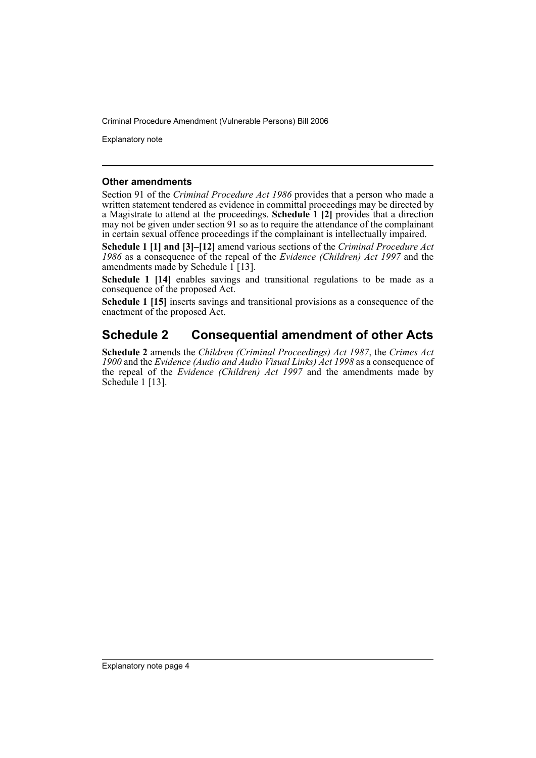### Other amendments

Section 91 of the *Criminal Procedure Act 1986* provides that a person who made a written statement tendered as evidence in committal proceedings may be directed by a Magistrate to attend at the proceedings. **Schedule 1 [2]** provides that a direction may not be given under section 91 so as to require the attendance of the complainant in certain sexual offence proceedings if the complainant is intellectually impaired.

**Schedule 1 [1] and [3]–[12]** amend various sections of the *Criminal Procedure Act 1986* as a consequence of the repeal of the *Evidence (Children) Act 1997* and the amendments made by Schedule 1 [13].

**Schedule 1 [14]** enables savings and transitional regulations to be made as a consequence of the proposed Act.

**Schedule 1 [15]** inserts savings and transitional provisions as a consequence of the enactment of the proposed Act.

## Schedule 2 Consequential amendment of other Acts

**Schedule 2** amends the *Children (Criminal Proceedings) Act 1987*, the *Crimes Act 1900* and the *Evidence (Audio and Audio Visual Links) Act 1998* as a consequence of the repeal of the *Evidence (Children) Act 1997* and the amendments made by Schedule 1 [13].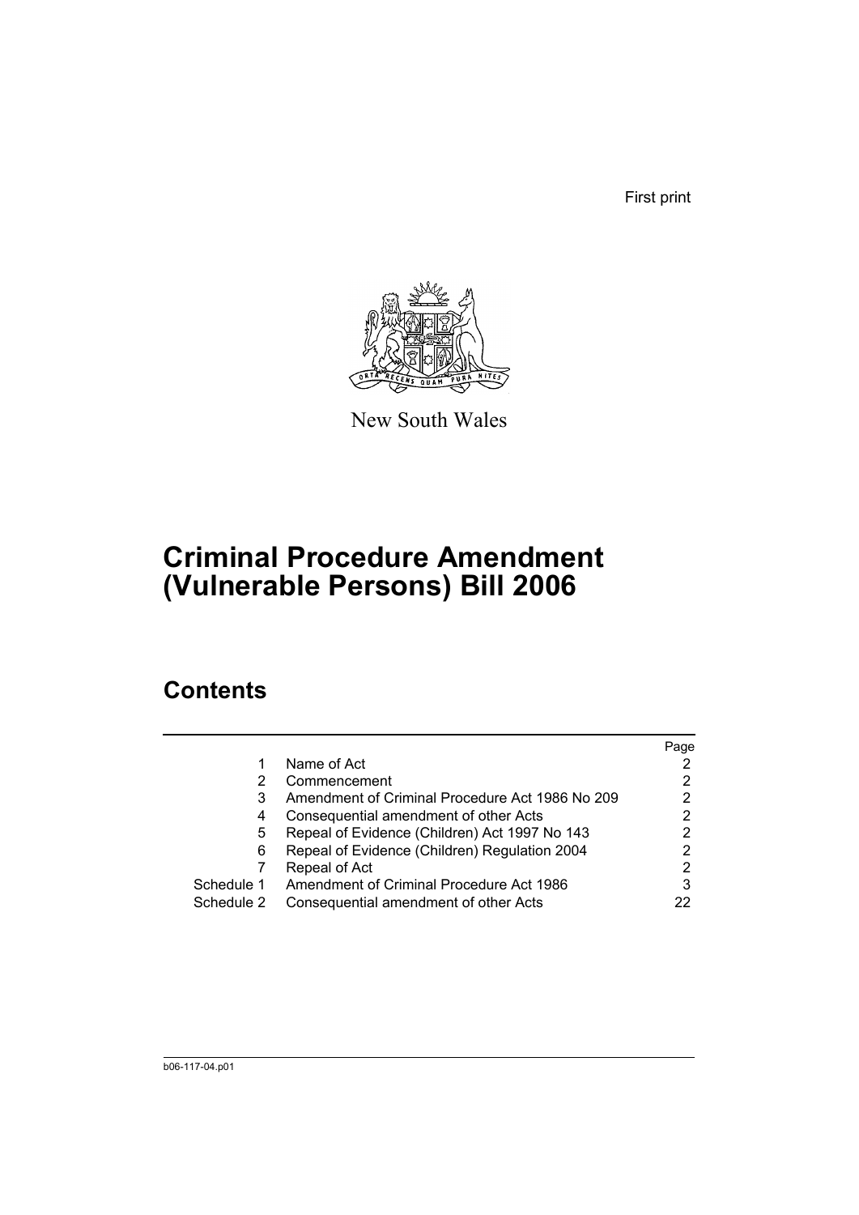First print

New South Wales

# Criminal Procedure Amendment (Vulnerable Persons) Bill 2006

## Contents

| | | Page |
|---|---|---|
| 1 | Name of Act | 2 |
| 2 | Commencement | 2 |
| 3 | Amendment of Criminal Procedure Act 1986 No 209 | 2 |
| 4 | Consequential amendment of other Acts | 2 |
| 5 | Repeal of Evidence (Children) Act 1997 No 143 | 2 |
| 6 | Repeal of Evidence (Children) Regulation 2004 | 2 |
| 7 | Repeal of Act | 2 |
| Schedule 1 | Amendment of Criminal Procedure Act 1986 | 3 |
| Schedule 2 | Consequential amendment of other Acts | 22 |

b06-117-04.p01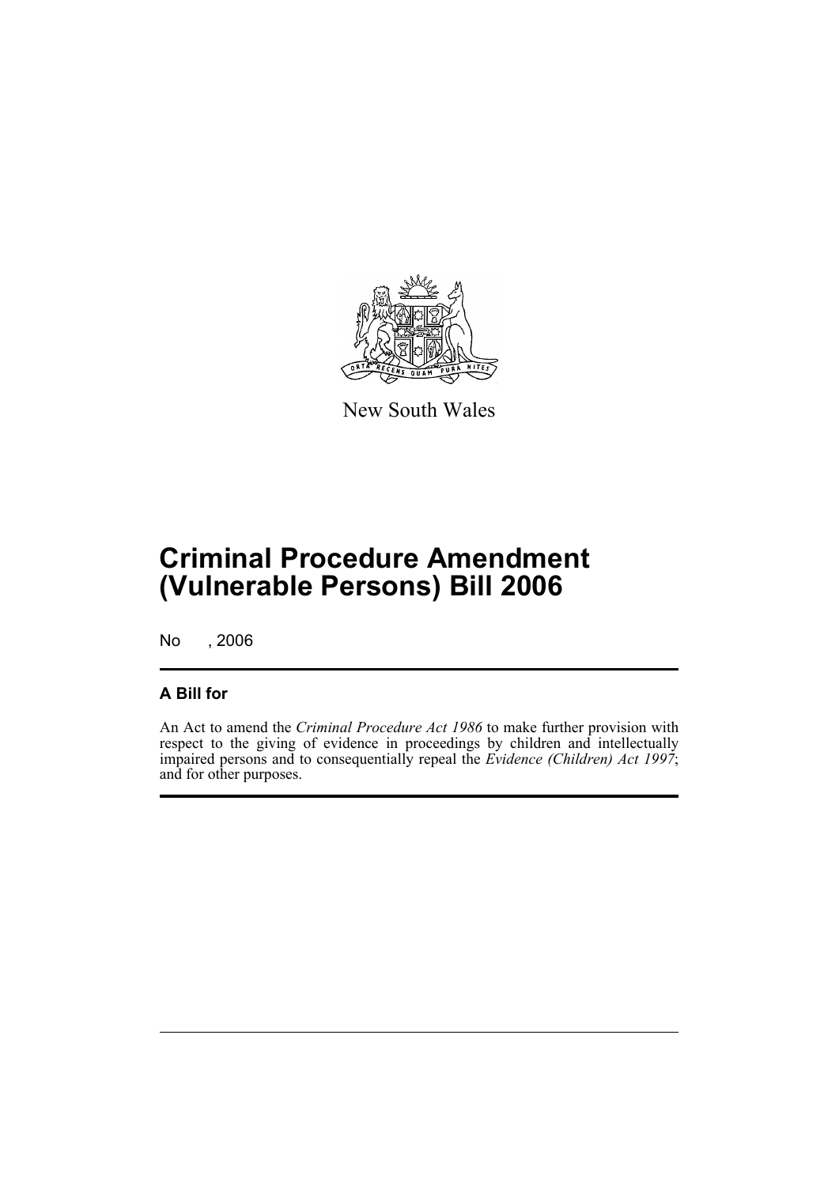New South Wales

# Criminal Procedure Amendment (Vulnerable Persons) Bill 2006

No , 2006

## A Bill for

An Act to amend the *Criminal Procedure Act 1986* to make further provision with respect to the giving of evidence in proceedings by children and intellectually impaired persons and to consequentially repeal the *Evidence (Children) Act 1997*; and for other purposes.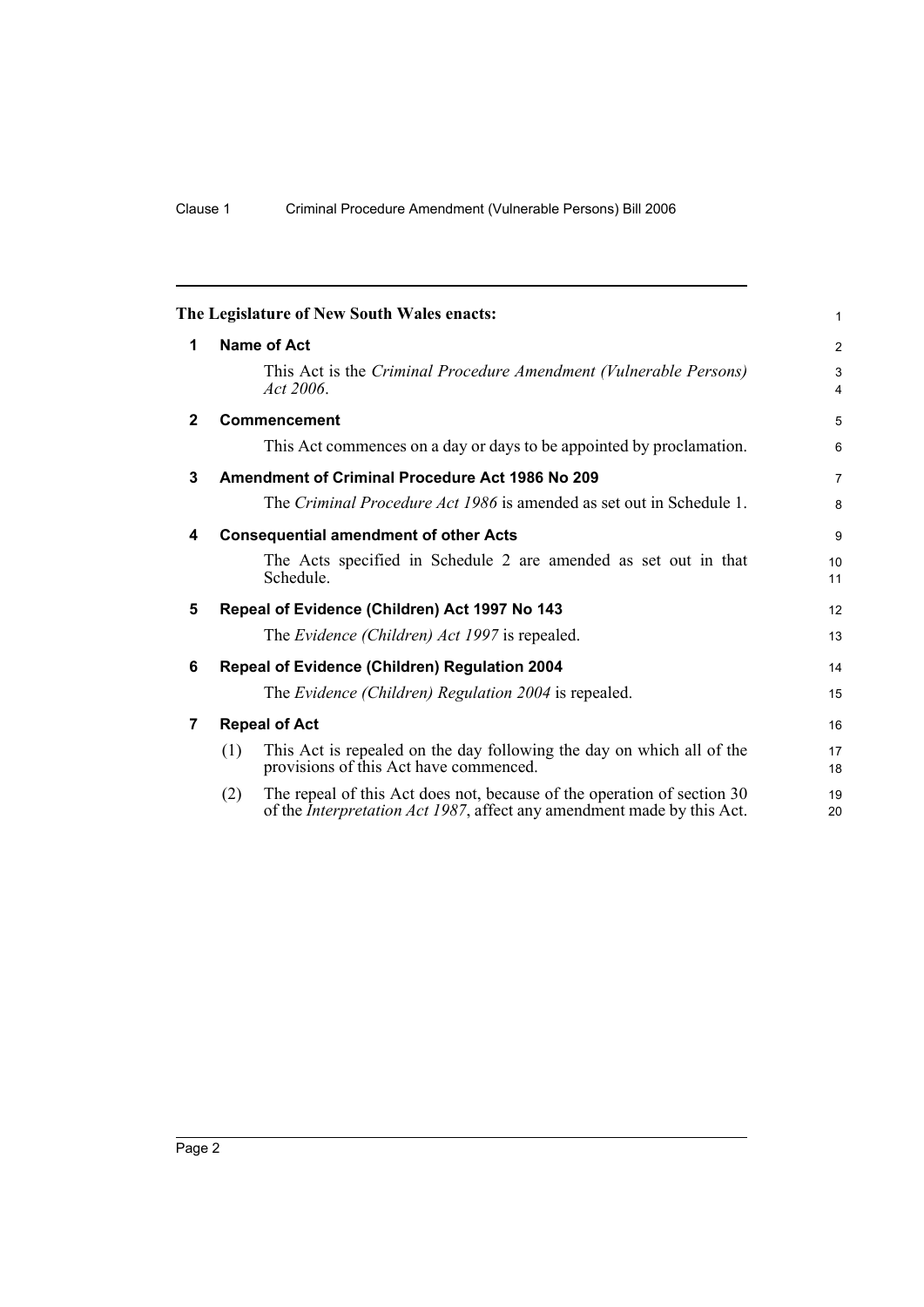The Legislature of New South Wales enacts:

## 1 Name of Act

This Act is the *Criminal Procedure Amendment (Vulnerable Persons) Act 2006*.

## 2 Commencement

This Act commences on a day or days to be appointed by proclamation.

## 3 Amendment of Criminal Procedure Act 1986 No 209

The *Criminal Procedure Act 1986* is amended as set out in Schedule 1.

## 4 Consequential amendment of other Acts

The Acts specified in Schedule 2 are amended as set out in that Schedule.

## 5 Repeal of Evidence (Children) Act 1997 No 143

The *Evidence (Children) Act 1997* is repealed.

## 6 Repeal of Evidence (Children) Regulation 2004

The *Evidence (Children) Regulation 2004* is repealed.

## 7 Repeal of Act

(1) This Act is repealed on the day following the day on which all of the provisions of this Act have commenced.

(2) The repeal of this Act does not, because of the operation of section 30 of the *Interpretation Act 1987*, affect any amendment made by this Act.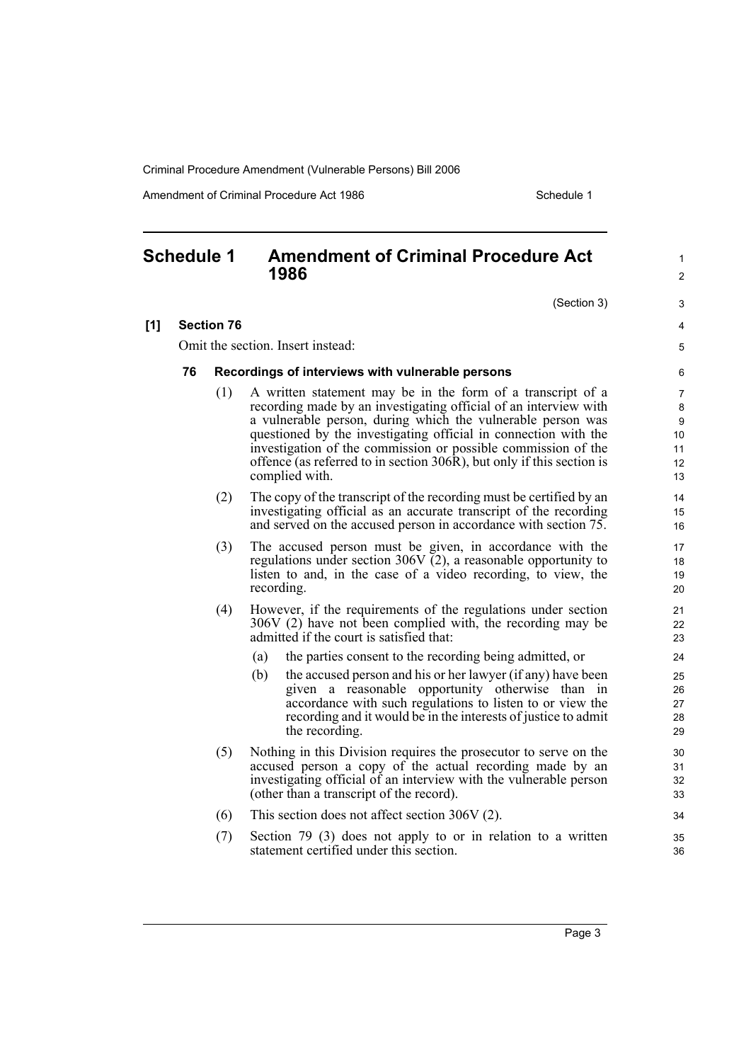## Schedule 1 Amendment of Criminal Procedure Act 1986

(Section 3)

**[1] Section 76**

Omit the section. Insert instead:

**76 Recordings of interviews with vulnerable persons**

(1) A written statement may be in the form of a transcript of a recording made by an investigating official of an interview with a vulnerable person, during which the vulnerable person was questioned by the investigating official in connection with the investigation of the commission or possible commission of the offence (as referred to in section 306R), but only if this section is complied with.

(2) The copy of the transcript of the recording must be certified by an investigating official as an accurate transcript of the recording and served on the accused person in accordance with section 75.

(3) The accused person must be given, in accordance with the regulations under section 306V (2), a reasonable opportunity to listen to and, in the case of a video recording, to view, the recording.

(4) However, if the requirements of the regulations under section 306V (2) have not been complied with, the recording may be admitted if the court is satisfied that:

(a) the parties consent to the recording being admitted, or

(b) the accused person and his or her lawyer (if any) have been given a reasonable opportunity otherwise than in accordance with such regulations to listen to or view the recording and it would be in the interests of justice to admit the recording.

(5) Nothing in this Division requires the prosecutor to serve on the accused person a copy of the actual recording made by an investigating official of an interview with the vulnerable person (other than a transcript of the record).

(6) This section does not affect section 306V (2).

(7) Section 79 (3) does not apply to or in relation to a written statement certified under this section.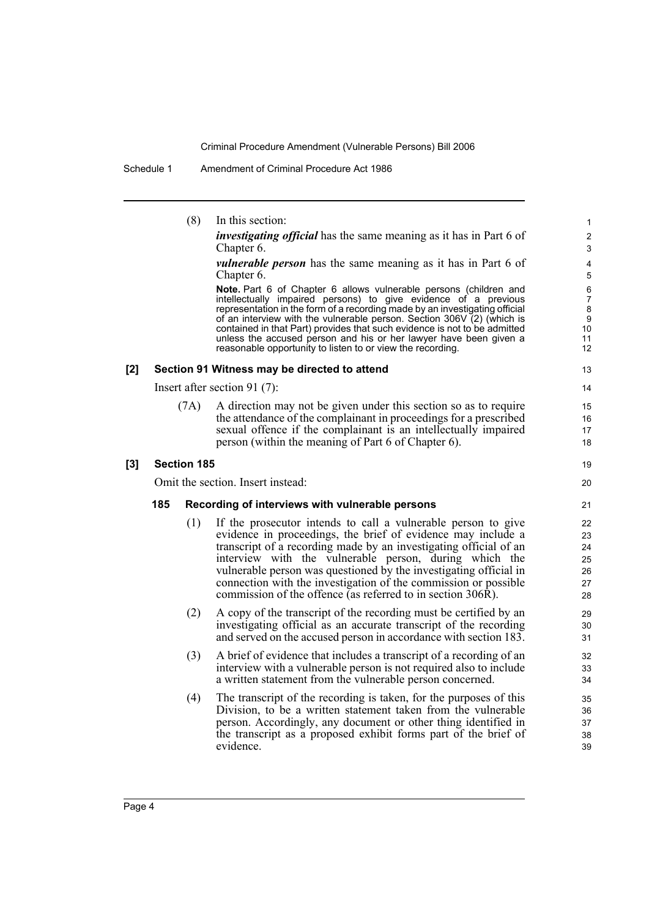(8) In this section:

***investigating official*** has the same meaning as it has in Part 6 of Chapter 6.

***vulnerable person*** has the same meaning as it has in Part 6 of Chapter 6.

**Note.** Part 6 of Chapter 6 allows vulnerable persons (children and intellectually impaired persons) to give evidence of a previous representation in the form of a recording made by an investigating official of an interview with the vulnerable person. Section 306V (2) (which is contained in that Part) provides that such evidence is not to be admitted unless the accused person and his or her lawyer have been given a reasonable opportunity to listen to or view the recording.

### [2] Section 91 Witness may be directed to attend

Insert after section 91 (7):

(7A) A direction may not be given under this section so as to require the attendance of the complainant in proceedings for a prescribed sexual offence if the complainant is an intellectually impaired person (within the meaning of Part 6 of Chapter 6).

### [3] Section 185

Omit the section. Insert instead:

#### 185 Recording of interviews with vulnerable persons

(1) If the prosecutor intends to call a vulnerable person to give evidence in proceedings, the brief of evidence may include a transcript of a recording made by an investigating official of an interview with the vulnerable person, during which the vulnerable person was questioned by the investigating official in connection with the investigation of the commission or possible commission of the offence (as referred to in section 306R).

(2) A copy of the transcript of the recording must be certified by an investigating official as an accurate transcript of the recording and served on the accused person in accordance with section 183.

(3) A brief of evidence that includes a transcript of a recording of an interview with a vulnerable person is not required also to include a written statement from the vulnerable person concerned.

(4) The transcript of the recording is taken, for the purposes of this Division, to be a written statement taken from the vulnerable person. Accordingly, any document or other thing identified in the transcript as a proposed exhibit forms part of the brief of evidence.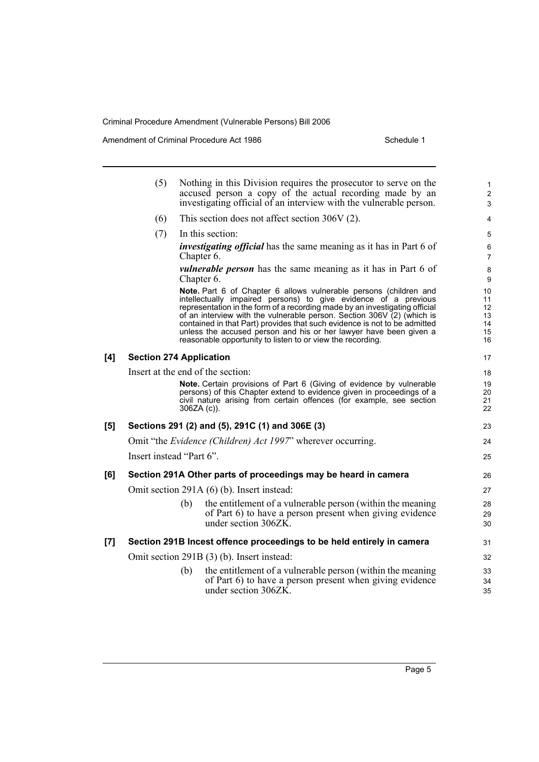(5) Nothing in this Division requires the prosecutor to serve on the accused person a copy of the actual recording made by an investigating official of an interview with the vulnerable person.

(6) This section does not affect section 306V (2).

(7) In this section:

***investigating official*** has the same meaning as it has in Part 6 of Chapter 6.

***vulnerable person*** has the same meaning as it has in Part 6 of Chapter 6.

**Note.** Part 6 of Chapter 6 allows vulnerable persons (children and intellectually impaired persons) to give evidence of a previous representation in the form of a recording made by an investigating official of an interview with the vulnerable person. Section 306V (2) (which is contained in that Part) provides that such evidence is not to be admitted unless the accused person and his or her lawyer have been given a reasonable opportunity to listen to or view the recording.

**[4] Section 274 Application**

Insert at the end of the section:

**Note.** Certain provisions of Part 6 (Giving of evidence by vulnerable persons) of this Chapter extend to evidence given in proceedings of a civil nature arising from certain offences (for example, see section 306ZA (c)).

**[5] Sections 291 (2) and (5), 291C (1) and 306E (3)**

Omit "the *Evidence (Children) Act 1997*" wherever occurring.

Insert instead "Part 6".

**[6] Section 291A Other parts of proceedings may be heard in camera**

Omit section 291A (6) (b). Insert instead:

(b) the entitlement of a vulnerable person (within the meaning of Part 6) to have a person present when giving evidence under section 306ZK.

**[7] Section 291B Incest offence proceedings to be held entirely in camera**

Omit section 291B (3) (b). Insert instead:

(b) the entitlement of a vulnerable person (within the meaning of Part 6) to have a person present when giving evidence under section 306ZK.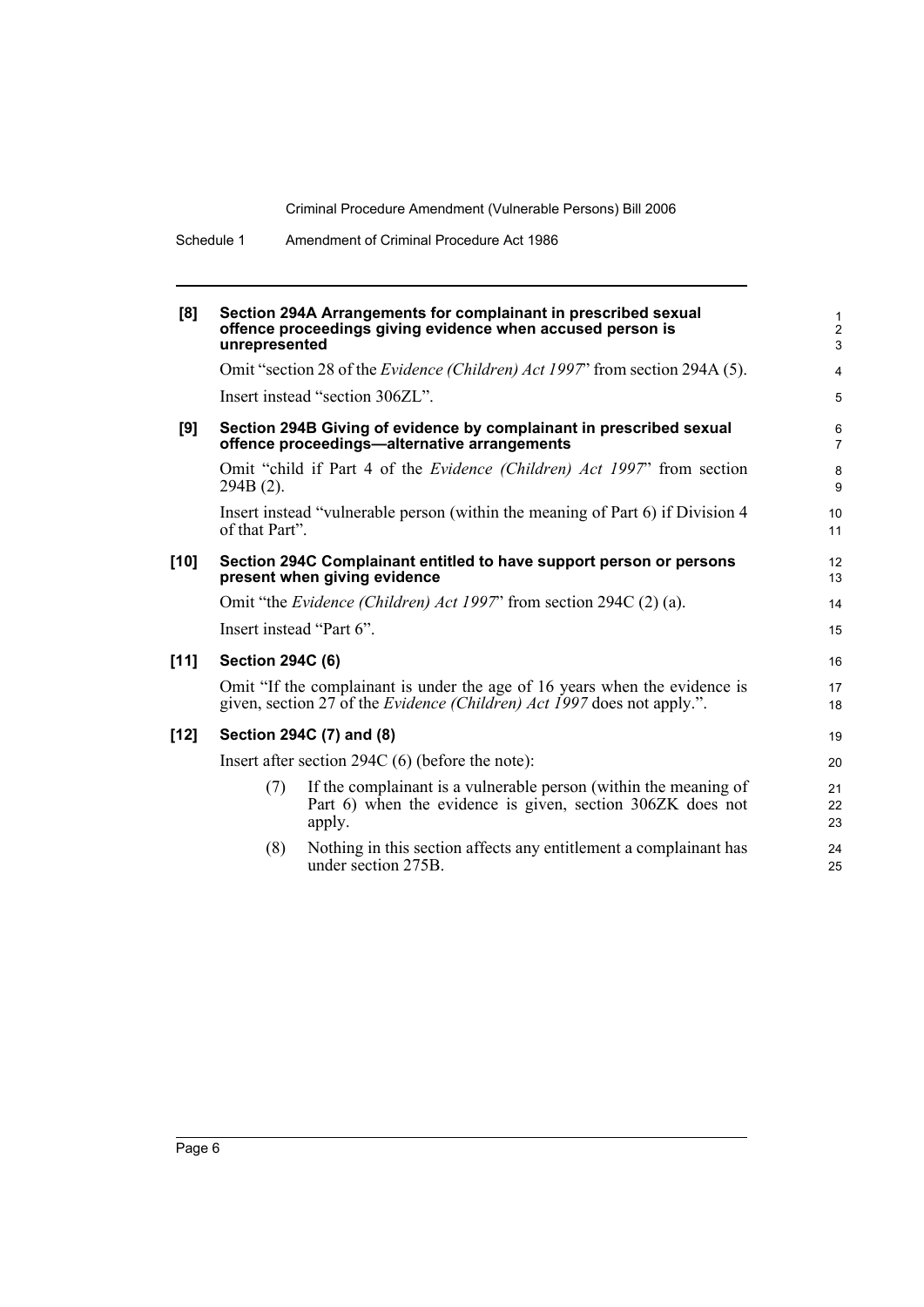**[8] Section 294A Arrangements for complainant in prescribed sexual offence proceedings giving evidence when accused person is unrepresented**

Omit "section 28 of the *Evidence (Children) Act 1997*" from section 294A (5).

Insert instead "section 306ZL".

**[9] Section 294B Giving of evidence by complainant in prescribed sexual offence proceedings—alternative arrangements**

Omit "child if Part 4 of the *Evidence (Children) Act 1997*" from section 294B (2).

Insert instead "vulnerable person (within the meaning of Part 6) if Division 4 of that Part".

**[10] Section 294C Complainant entitled to have support person or persons present when giving evidence**

Omit "the *Evidence (Children) Act 1997*" from section 294C (2) (a).

Insert instead "Part 6".

**[11] Section 294C (6)**

Omit "If the complainant is under the age of 16 years when the evidence is given, section 27 of the *Evidence (Children) Act 1997* does not apply.".

**[12] Section 294C (7) and (8)**

Insert after section 294C (6) (before the note):

(7) If the complainant is a vulnerable person (within the meaning of Part 6) when the evidence is given, section 306ZK does not apply.

(8) Nothing in this section affects any entitlement a complainant has under section 275B.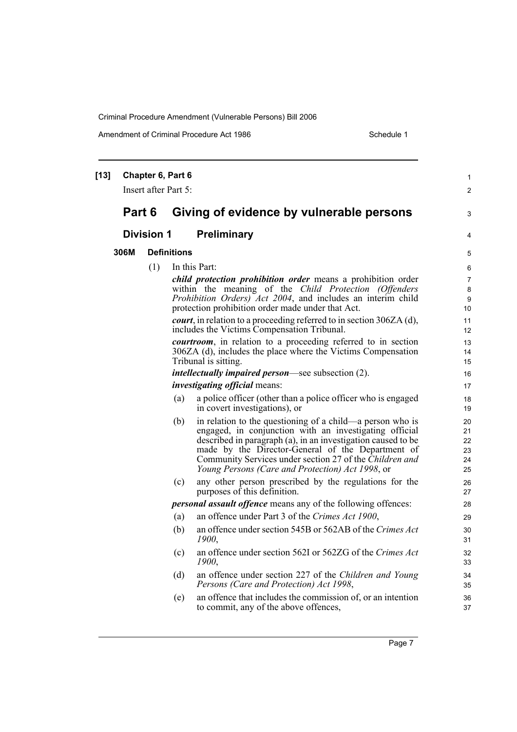**[13] Chapter 6, Part 6**

Insert after Part 5:

## Part 6 Giving of evidence by vulnerable persons

### Division 1 Preliminary

**306M Definitions**

(1) In this Part:

***child protection prohibition order*** means a prohibition order within the meaning of the *Child Protection (Offenders Prohibition Orders) Act 2004*, and includes an interim child protection prohibition order made under that Act.

***court***, in relation to a proceeding referred to in section 306ZA (d), includes the Victims Compensation Tribunal.

***courtroom***, in relation to a proceeding referred to in section 306ZA (d), includes the place where the Victims Compensation Tribunal is sitting.

***intellectually impaired person***—see subsection (2).

***investigating official*** means:

(a) a police officer (other than a police officer who is engaged in covert investigations), or

(b) in relation to the questioning of a child—a person who is engaged, in conjunction with an investigating official described in paragraph (a), in an investigation caused to be made by the Director-General of the Department of Community Services under section 27 of the *Children and Young Persons (Care and Protection) Act 1998*, or

(c) any other person prescribed by the regulations for the purposes of this definition.

***personal assault offence*** means any of the following offences:

(a) an offence under Part 3 of the *Crimes Act 1900*,

(b) an offence under section 545B or 562AB of the *Crimes Act 1900*,

(c) an offence under section 562I or 562ZG of the *Crimes Act 1900*,

(d) an offence under section 227 of the *Children and Young Persons (Care and Protection) Act 1998*,

(e) an offence that includes the commission of, or an intention to commit, any of the above offences,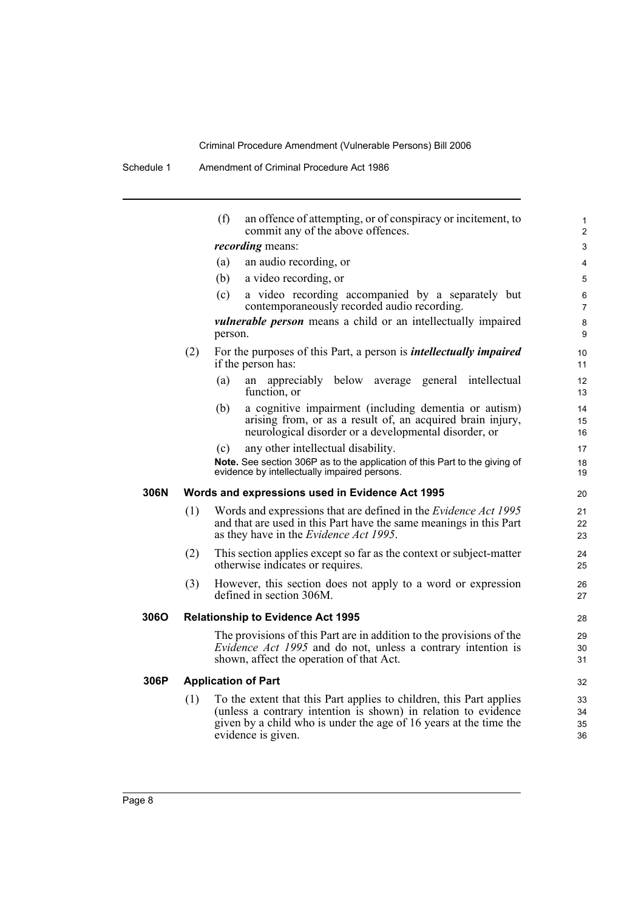(f) an offence of attempting, or of conspiracy or incitement, to commit any of the above offences.

***recording*** means:

(a) an audio recording, or

(b) a video recording, or

(c) a video recording accompanied by a separately but contemporaneously recorded audio recording.

***vulnerable person*** means a child or an intellectually impaired person.

(2) For the purposes of this Part, a person is ***intellectually impaired*** if the person has:

(a) an appreciably below average general intellectual function, or

(b) a cognitive impairment (including dementia or autism) arising from, or as a result of, an acquired brain injury, neurological disorder or a developmental disorder, or

(c) any other intellectual disability.

**Note.** See section 306P as to the application of this Part to the giving of evidence by intellectually impaired persons.

### 306N Words and expressions used in Evidence Act 1995

(1) Words and expressions that are defined in the *Evidence Act 1995* and that are used in this Part have the same meanings in this Part as they have in the *Evidence Act 1995*.

(2) This section applies except so far as the context or subject-matter otherwise indicates or requires.

(3) However, this section does not apply to a word or expression defined in section 306M.

### 306O Relationship to Evidence Act 1995

The provisions of this Part are in addition to the provisions of the *Evidence Act 1995* and do not, unless a contrary intention is shown, affect the operation of that Act.

### 306P Application of Part

(1) To the extent that this Part applies to children, this Part applies (unless a contrary intention is shown) in relation to evidence given by a child who is under the age of 16 years at the time the evidence is given.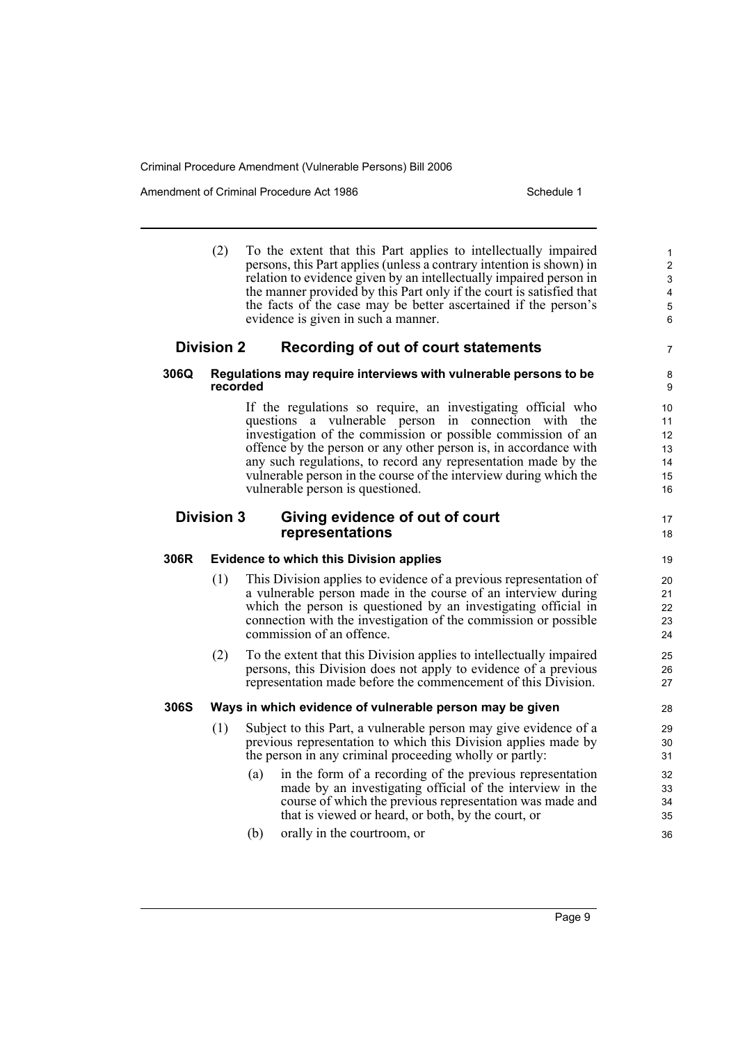(2) To the extent that this Part applies to intellectually impaired persons, this Part applies (unless a contrary intention is shown) in relation to evidence given by an intellectually impaired person in the manner provided by this Part only if the court is satisfied that the facts of the case may be better ascertained if the person's evidence is given in such a manner.

## Division 2 Recording of out of court statements

### 306Q Regulations may require interviews with vulnerable persons to be recorded

If the regulations so require, an investigating official who questions a vulnerable person in connection with the investigation of the commission or possible commission of an offence by the person or any other person is, in accordance with any such regulations, to record any representation made by the vulnerable person in the course of the interview during which the vulnerable person is questioned.

## Division 3 Giving evidence of out of court representations

### 306R Evidence to which this Division applies

(1) This Division applies to evidence of a previous representation of a vulnerable person made in the course of an interview during which the person is questioned by an investigating official in connection with the investigation of the commission or possible commission of an offence.

(2) To the extent that this Division applies to intellectually impaired persons, this Division does not apply to evidence of a previous representation made before the commencement of this Division.

### 306S Ways in which evidence of vulnerable person may be given

(1) Subject to this Part, a vulnerable person may give evidence of a previous representation to which this Division applies made by the person in any criminal proceeding wholly or partly:

- (a) in the form of a recording of the previous representation made by an investigating official of the interview in the course of which the previous representation was made and that is viewed or heard, or both, by the court, or
- (b) orally in the courtroom, or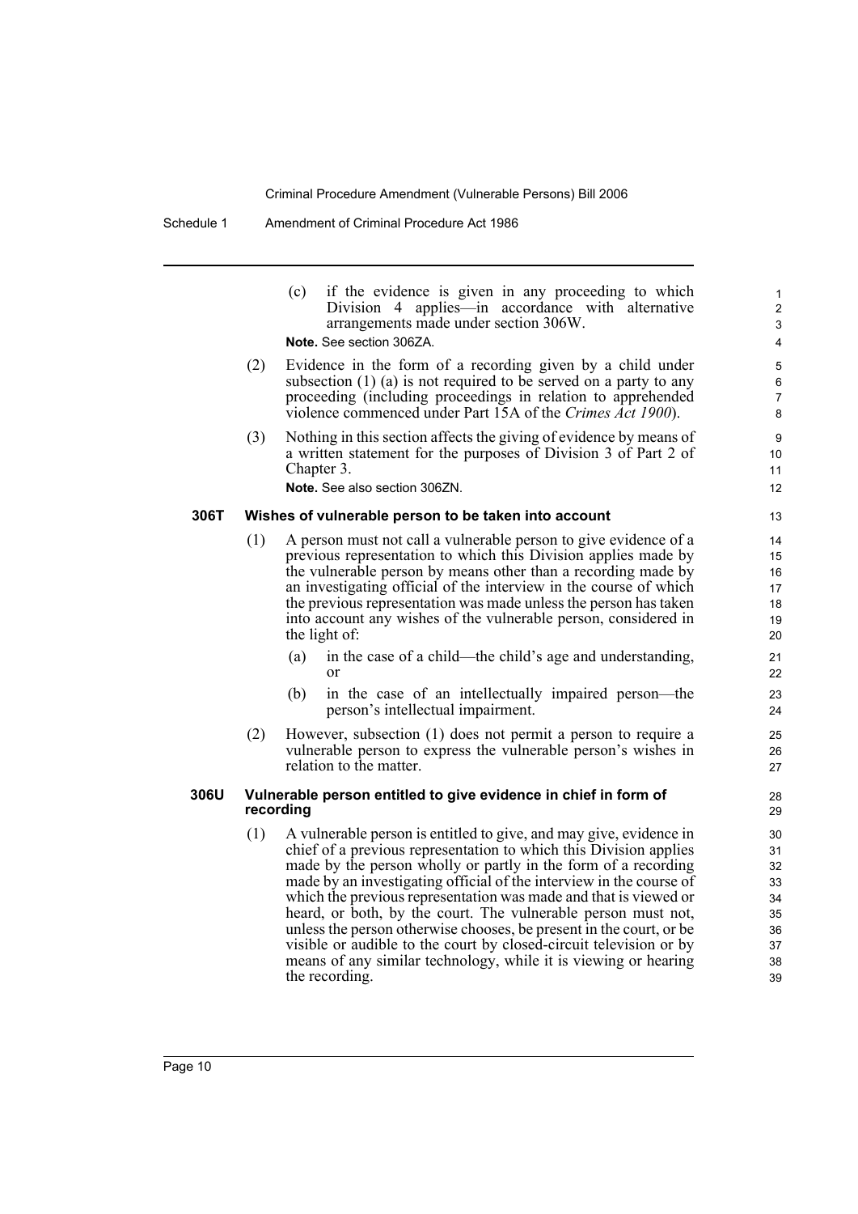(c) if the evidence is given in any proceeding to which Division 4 applies—in accordance with alternative arrangements made under section 306W.

**Note.** See section 306ZA.

(2) Evidence in the form of a recording given by a child under subsection (1) (a) is not required to be served on a party to any proceeding (including proceedings in relation to apprehended violence commenced under Part 15A of the *Crimes Act 1900*).

(3) Nothing in this section affects the giving of evidence by means of a written statement for the purposes of Division 3 of Part 2 of Chapter 3.

**Note.** See also section 306ZN.

### 306T Wishes of vulnerable person to be taken into account

(1) A person must not call a vulnerable person to give evidence of a previous representation to which this Division applies made by the vulnerable person by means other than a recording made by an investigating official of the interview in the course of which the previous representation was made unless the person has taken into account any wishes of the vulnerable person, considered in the light of:

(a) in the case of a child—the child's age and understanding, or

(b) in the case of an intellectually impaired person—the person's intellectual impairment.

(2) However, subsection (1) does not permit a person to require a vulnerable person to express the vulnerable person's wishes in relation to the matter.

### 306U Vulnerable person entitled to give evidence in chief in form of recording

(1) A vulnerable person is entitled to give, and may give, evidence in chief of a previous representation to which this Division applies made by the person wholly or partly in the form of a recording made by an investigating official of the interview in the course of which the previous representation was made and that is viewed or heard, or both, by the court. The vulnerable person must not, unless the person otherwise chooses, be present in the court, or be visible or audible to the court by closed-circuit television or by means of any similar technology, while it is viewing or hearing the recording.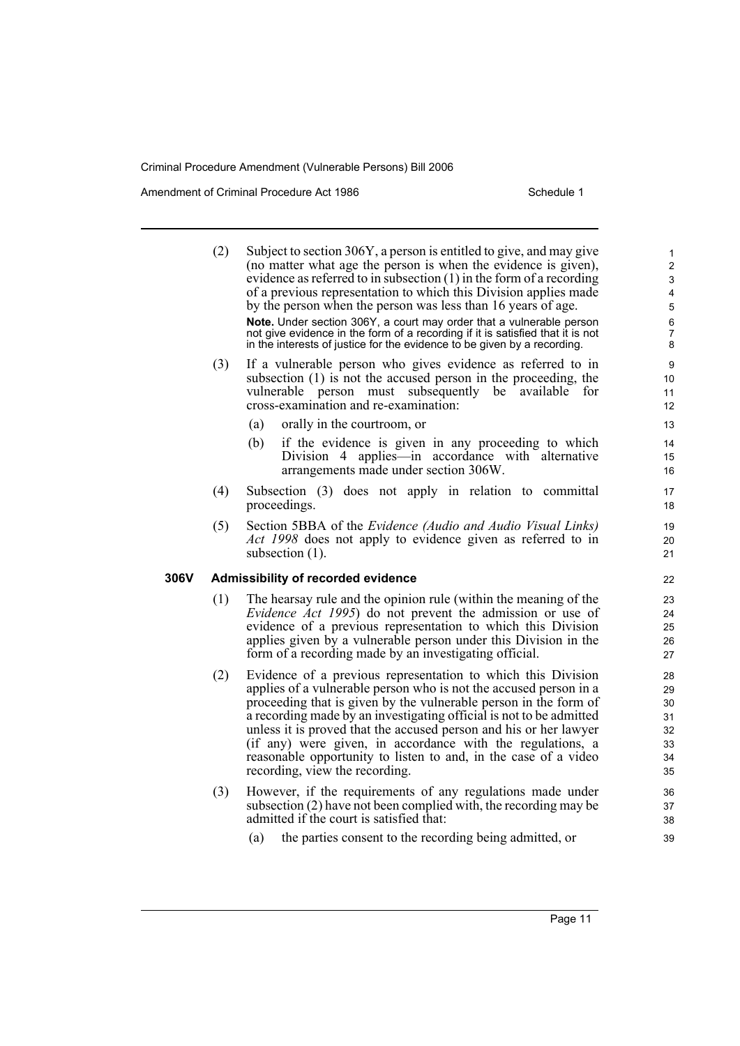(2) Subject to section 306Y, a person is entitled to give, and may give (no matter what age the person is when the evidence is given), evidence as referred to in subsection (1) in the form of a recording of a previous representation to which this Division applies made by the person when the person was less than 16 years of age.

**Note.** Under section 306Y, a court may order that a vulnerable person not give evidence in the form of a recording if it is satisfied that it is not in the interests of justice for the evidence to be given by a recording.

(3) If a vulnerable person who gives evidence as referred to in subsection (1) is not the accused person in the proceeding, the vulnerable person must subsequently be available for cross-examination and re-examination:

(a) orally in the courtroom, or

(b) if the evidence is given in any proceeding to which Division 4 applies—in accordance with alternative arrangements made under section 306W.

(4) Subsection (3) does not apply in relation to committal proceedings.

(5) Section 5BBA of the *Evidence (Audio and Audio Visual Links) Act 1998* does not apply to evidence given as referred to in subsection (1).

### 306V Admissibility of recorded evidence

(1) The hearsay rule and the opinion rule (within the meaning of the *Evidence Act 1995*) do not prevent the admission or use of evidence of a previous representation to which this Division applies given by a vulnerable person under this Division in the form of a recording made by an investigating official.

(2) Evidence of a previous representation to which this Division applies of a vulnerable person who is not the accused person in a proceeding that is given by the vulnerable person in the form of a recording made by an investigating official is not to be admitted unless it is proved that the accused person and his or her lawyer (if any) were given, in accordance with the regulations, a reasonable opportunity to listen to and, in the case of a video recording, view the recording.

(3) However, if the requirements of any regulations made under subsection (2) have not been complied with, the recording may be admitted if the court is satisfied that:

(a) the parties consent to the recording being admitted, or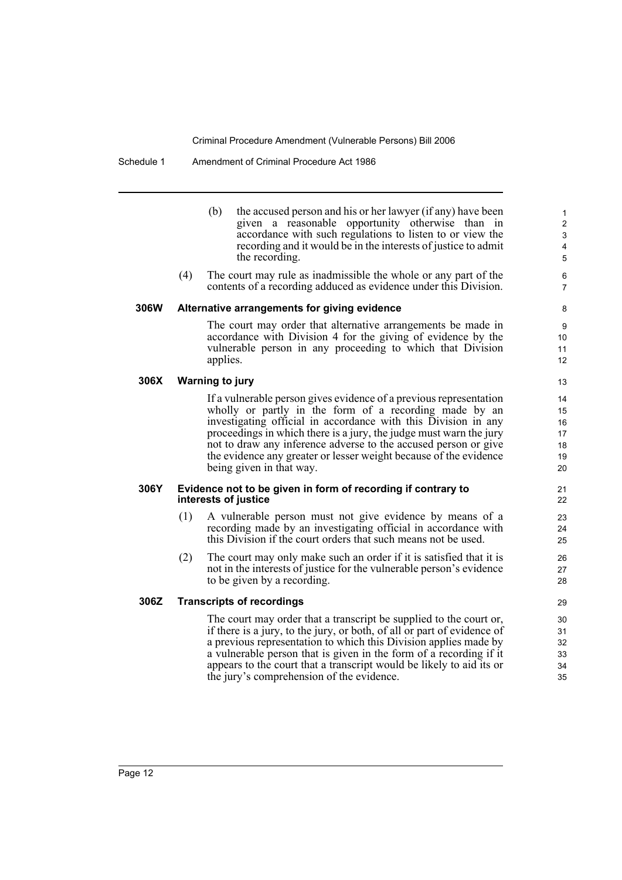(b) the accused person and his or her lawyer (if any) have been given a reasonable opportunity otherwise than in accordance with such regulations to listen to or view the recording and it would be in the interests of justice to admit the recording.

(4) The court may rule as inadmissible the whole or any part of the contents of a recording adduced as evidence under this Division.

**306W Alternative arrangements for giving evidence**

The court may order that alternative arrangements be made in accordance with Division 4 for the giving of evidence by the vulnerable person in any proceeding to which that Division applies.

**306X Warning to jury**

If a vulnerable person gives evidence of a previous representation wholly or partly in the form of a recording made by an investigating official in accordance with this Division in any proceedings in which there is a jury, the judge must warn the jury not to draw any inference adverse to the accused person or give the evidence any greater or lesser weight because of the evidence being given in that way.

**306Y Evidence not to be given in form of recording if contrary to interests of justice**

(1) A vulnerable person must not give evidence by means of a recording made by an investigating official in accordance with this Division if the court orders that such means not be used.

(2) The court may only make such an order if it is satisfied that it is not in the interests of justice for the vulnerable person's evidence to be given by a recording.

**306Z Transcripts of recordings**

The court may order that a transcript be supplied to the court or, if there is a jury, to the jury, or both, of all or part of evidence of a previous representation to which this Division applies made by a vulnerable person that is given in the form of a recording if it appears to the court that a transcript would be likely to aid its or the jury's comprehension of the evidence.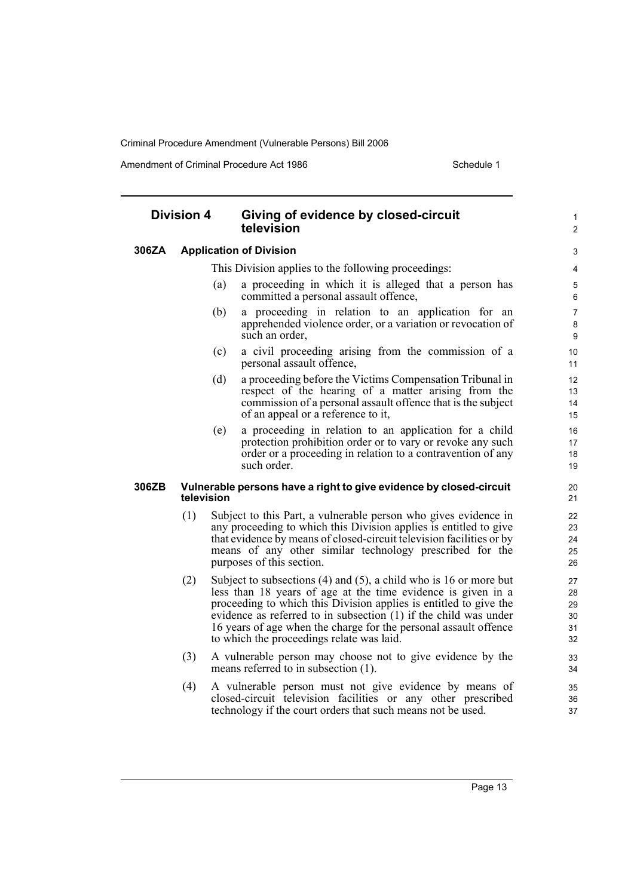## Division 4 Giving of evidence by closed-circuit television

### 306ZA Application of Division

This Division applies to the following proceedings:

(a) a proceeding in which it is alleged that a person has committed a personal assault offence,

(b) a proceeding in relation to an application for an apprehended violence order, or a variation or revocation of such an order,

(c) a civil proceeding arising from the commission of a personal assault offence,

(d) a proceeding before the Victims Compensation Tribunal in respect of the hearing of a matter arising from the commission of a personal assault offence that is the subject of an appeal or a reference to it,

(e) a proceeding in relation to an application for a child protection prohibition order or to vary or revoke any such order or a proceeding in relation to a contravention of any such order.

### 306ZB Vulnerable persons have a right to give evidence by closed-circuit television

(1) Subject to this Part, a vulnerable person who gives evidence in any proceeding to which this Division applies is entitled to give that evidence by means of closed-circuit television facilities or by means of any other similar technology prescribed for the purposes of this section.

(2) Subject to subsections (4) and (5), a child who is 16 or more but less than 18 years of age at the time evidence is given in a proceeding to which this Division applies is entitled to give the evidence as referred to in subsection (1) if the child was under 16 years of age when the charge for the personal assault offence to which the proceedings relate was laid.

(3) A vulnerable person may choose not to give evidence by the means referred to in subsection (1).

(4) A vulnerable person must not give evidence by means of closed-circuit television facilities or any other prescribed technology if the court orders that such means not be used.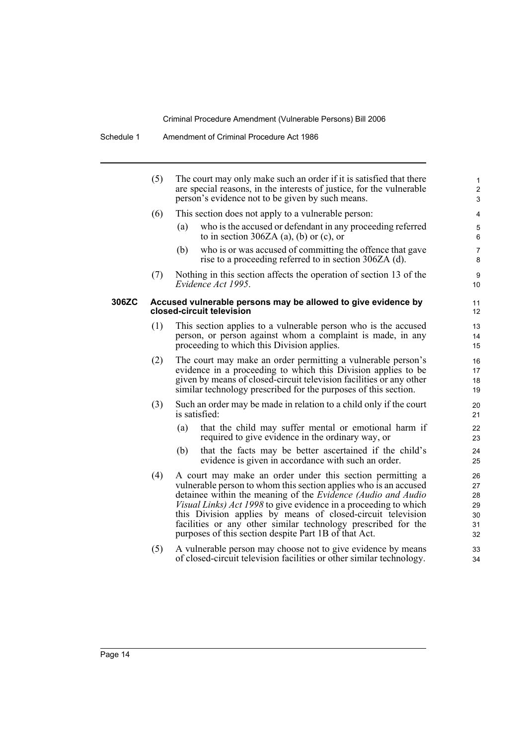(5) The court may only make such an order if it is satisfied that there are special reasons, in the interests of justice, for the vulnerable person's evidence not to be given by such means.

(6) This section does not apply to a vulnerable person:

- (a) who is the accused or defendant in any proceeding referred to in section 306ZA (a), (b) or (c), or
- (b) who is or was accused of committing the offence that gave rise to a proceeding referred to in section 306ZA (d).

(7) Nothing in this section affects the operation of section 13 of the *Evidence Act 1995*.

**306ZC Accused vulnerable persons may be allowed to give evidence by closed-circuit television**

(1) This section applies to a vulnerable person who is the accused person, or person against whom a complaint is made, in any proceeding to which this Division applies.

(2) The court may make an order permitting a vulnerable person's evidence in a proceeding to which this Division applies to be given by means of closed-circuit television facilities or any other similar technology prescribed for the purposes of this section.

(3) Such an order may be made in relation to a child only if the court is satisfied:

- (a) that the child may suffer mental or emotional harm if required to give evidence in the ordinary way, or
- (b) that the facts may be better ascertained if the child's evidence is given in accordance with such an order.

(4) A court may make an order under this section permitting a vulnerable person to whom this section applies who is an accused detainee within the meaning of the *Evidence (Audio and Audio Visual Links) Act 1998* to give evidence in a proceeding to which this Division applies by means of closed-circuit television facilities or any other similar technology prescribed for the purposes of this section despite Part 1B of that Act.

(5) A vulnerable person may choose not to give evidence by means of closed-circuit television facilities or other similar technology.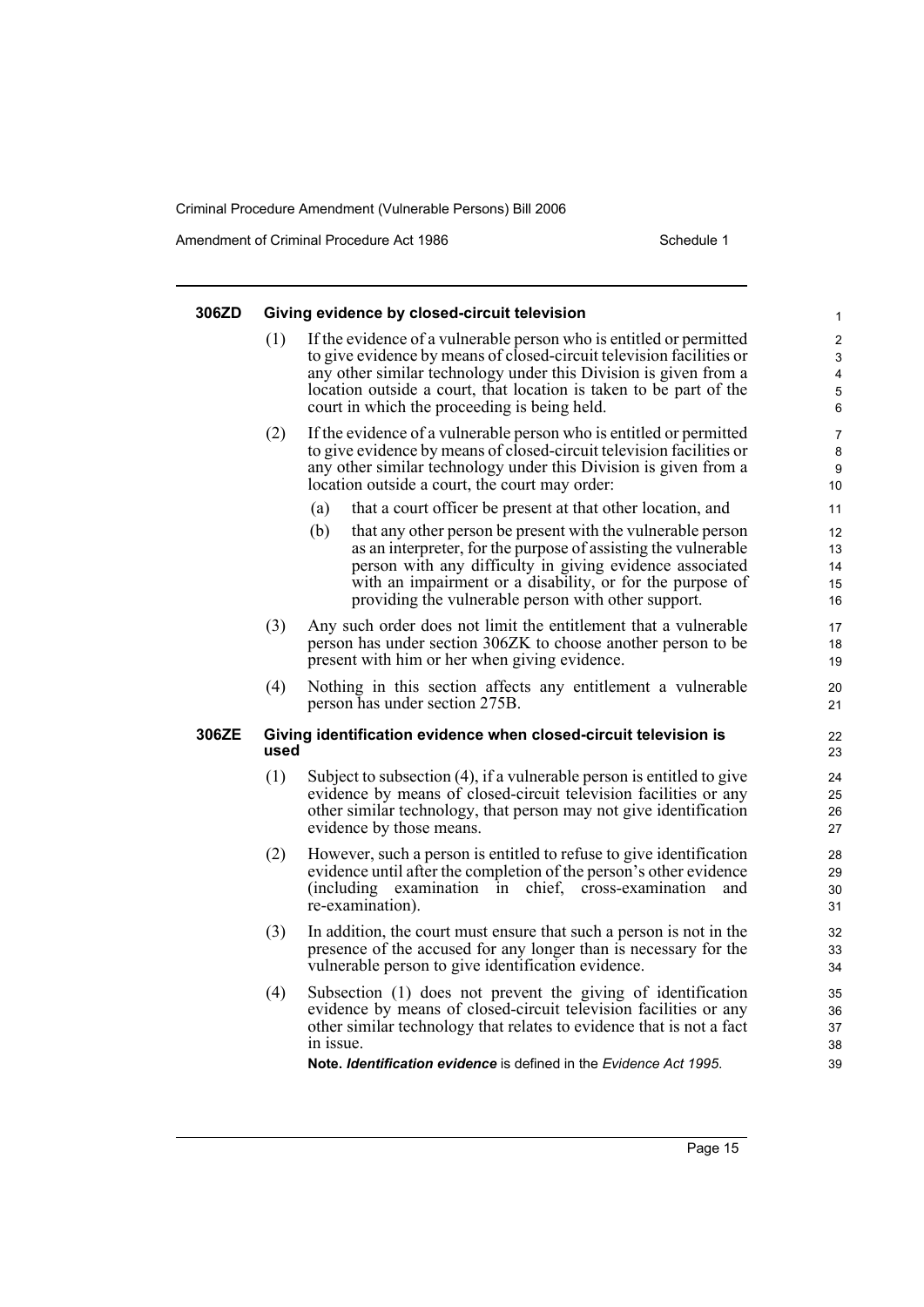#### 306ZD Giving evidence by closed-circuit television

(1) If the evidence of a vulnerable person who is entitled or permitted to give evidence by means of closed-circuit television facilities or any other similar technology under this Division is given from a location outside a court, that location is taken to be part of the court in which the proceeding is being held.

(2) If the evidence of a vulnerable person who is entitled or permitted to give evidence by means of closed-circuit television facilities or any other similar technology under this Division is given from a location outside a court, the court may order:

- (a) that a court officer be present at that other location, and
- (b) that any other person be present with the vulnerable person as an interpreter, for the purpose of assisting the vulnerable person with any difficulty in giving evidence associated with an impairment or a disability, or for the purpose of providing the vulnerable person with other support.

(3) Any such order does not limit the entitlement that a vulnerable person has under section 306ZK to choose another person to be present with him or her when giving evidence.

(4) Nothing in this section affects any entitlement a vulnerable person has under section 275B.

#### 306ZE Giving identification evidence when closed-circuit television is used

(1) Subject to subsection (4), if a vulnerable person is entitled to give evidence by means of closed-circuit television facilities or any other similar technology, that person may not give identification evidence by those means.

(2) However, such a person is entitled to refuse to give identification evidence until after the completion of the person's other evidence (including examination in chief, cross-examination and re-examination).

(3) In addition, the court must ensure that such a person is not in the presence of the accused for any longer than is necessary for the vulnerable person to give identification evidence.

(4) Subsection (1) does not prevent the giving of identification evidence by means of closed-circuit television facilities or any other similar technology that relates to evidence that is not a fact in issue.

**Note.** ***Identification evidence*** is defined in the *Evidence Act 1995*.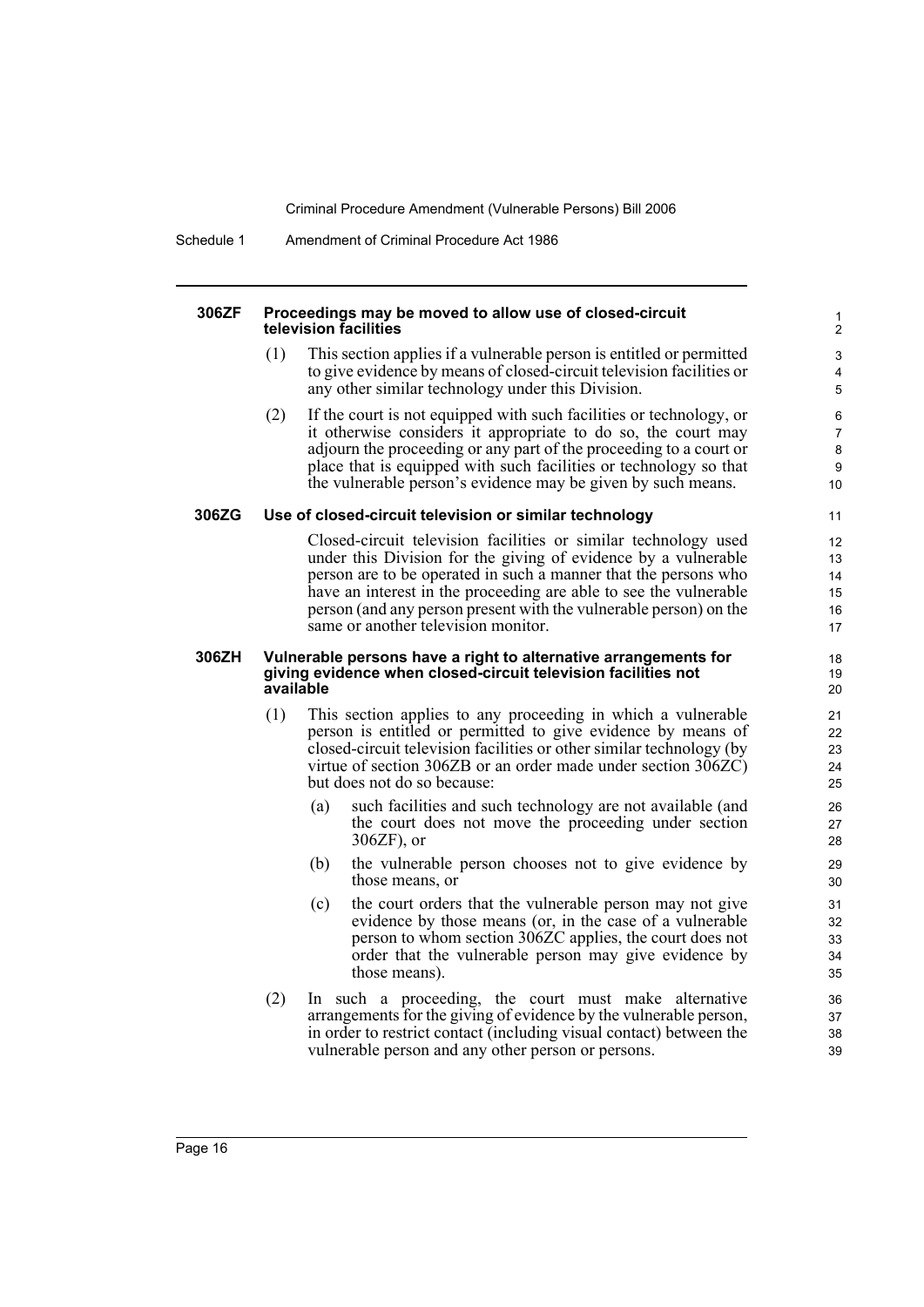#### 306ZF Proceedings may be moved to allow use of closed-circuit television facilities

(1) This section applies if a vulnerable person is entitled or permitted to give evidence by means of closed-circuit television facilities or any other similar technology under this Division.

(2) If the court is not equipped with such facilities or technology, or it otherwise considers it appropriate to do so, the court may adjourn the proceeding or any part of the proceeding to a court or place that is equipped with such facilities or technology so that the vulnerable person's evidence may be given by such means.

#### 306ZG Use of closed-circuit television or similar technology

Closed-circuit television facilities or similar technology used under this Division for the giving of evidence by a vulnerable person are to be operated in such a manner that the persons who have an interest in the proceeding are able to see the vulnerable person (and any person present with the vulnerable person) on the same or another television monitor.

#### 306ZH Vulnerable persons have a right to alternative arrangements for giving evidence when closed-circuit television facilities not available

(1) This section applies to any proceeding in which a vulnerable person is entitled or permitted to give evidence by means of closed-circuit television facilities or other similar technology (by virtue of section 306ZB or an order made under section 306ZC) but does not do so because:

(a) such facilities and such technology are not available (and the court does not move the proceeding under section 306ZF), or

(b) the vulnerable person chooses not to give evidence by those means, or

(c) the court orders that the vulnerable person may not give evidence by those means (or, in the case of a vulnerable person to whom section 306ZC applies, the court does not order that the vulnerable person may give evidence by those means).

(2) In such a proceeding, the court must make alternative arrangements for the giving of evidence by the vulnerable person, in order to restrict contact (including visual contact) between the vulnerable person and any other person or persons.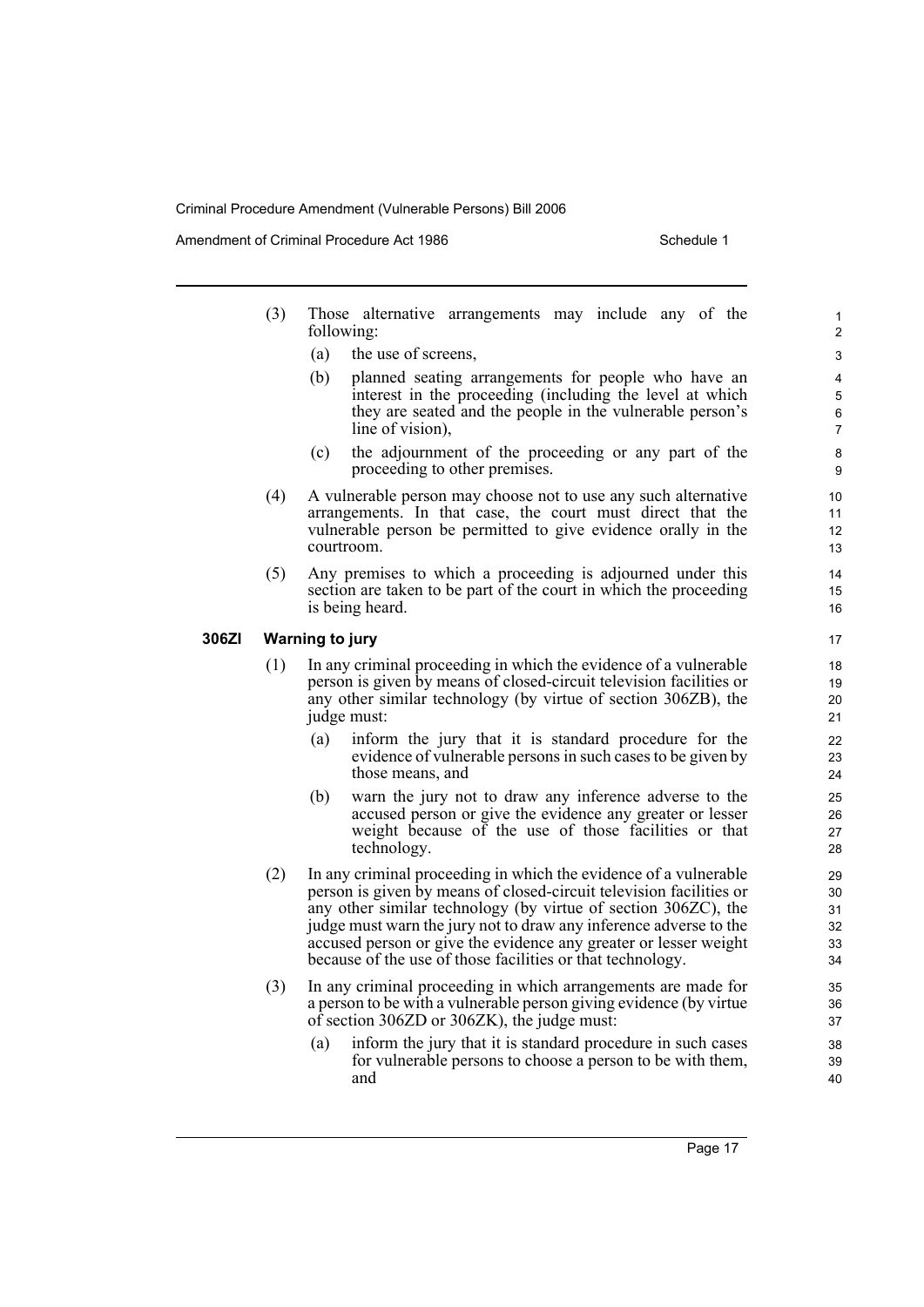(3) Those alternative arrangements may include any of the following:

(a) the use of screens,

(b) planned seating arrangements for people who have an interest in the proceeding (including the level at which they are seated and the people in the vulnerable person's line of vision),

(c) the adjournment of the proceeding or any part of the proceeding to other premises.

(4) A vulnerable person may choose not to use any such alternative arrangements. In that case, the court must direct that the vulnerable person be permitted to give evidence orally in the courtroom.

(5) Any premises to which a proceeding is adjourned under this section are taken to be part of the court in which the proceeding is being heard.

### 306ZI Warning to jury

(1) In any criminal proceeding in which the evidence of a vulnerable person is given by means of closed-circuit television facilities or any other similar technology (by virtue of section 306ZB), the judge must:

(a) inform the jury that it is standard procedure for the evidence of vulnerable persons in such cases to be given by those means, and

(b) warn the jury not to draw any inference adverse to the accused person or give the evidence any greater or lesser weight because of the use of those facilities or that technology.

(2) In any criminal proceeding in which the evidence of a vulnerable person is given by means of closed-circuit television facilities or any other similar technology (by virtue of section 306ZC), the judge must warn the jury not to draw any inference adverse to the accused person or give the evidence any greater or lesser weight because of the use of those facilities or that technology.

(3) In any criminal proceeding in which arrangements are made for a person to be with a vulnerable person giving evidence (by virtue of section 306ZD or 306ZK), the judge must:

(a) inform the jury that it is standard procedure in such cases for vulnerable persons to choose a person to be with them, and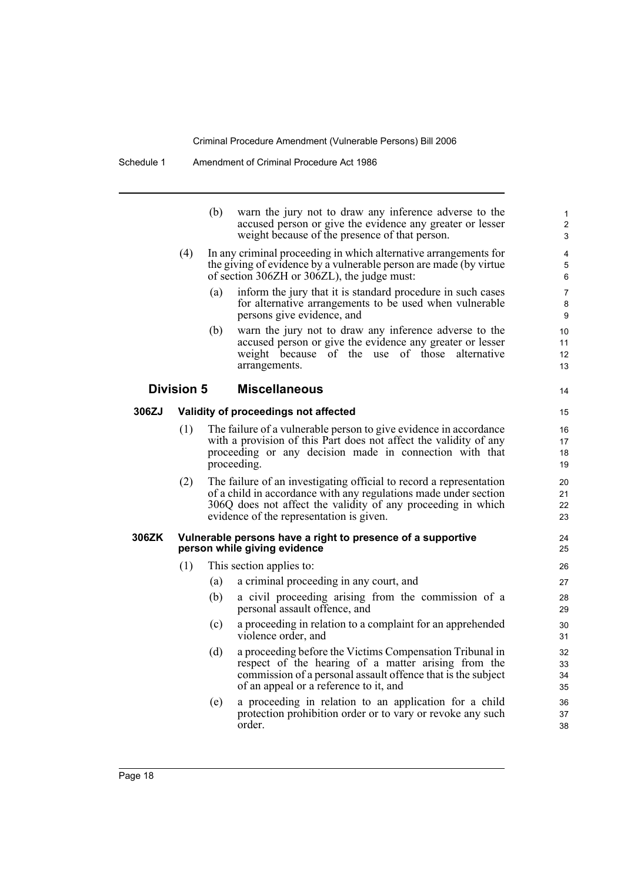(b) warn the jury not to draw any inference adverse to the accused person or give the evidence any greater or lesser weight because of the presence of that person.

(4) In any criminal proceeding in which alternative arrangements for the giving of evidence by a vulnerable person are made (by virtue of section 306ZH or 306ZL), the judge must:

(a) inform the jury that it is standard procedure in such cases for alternative arrangements to be used when vulnerable persons give evidence, and

(b) warn the jury not to draw any inference adverse to the accused person or give the evidence any greater or lesser weight because of the use of those alternative arrangements.

## Division 5 Miscellaneous

### 306ZJ Validity of proceedings not affected

(1) The failure of a vulnerable person to give evidence in accordance with a provision of this Part does not affect the validity of any proceeding or any decision made in connection with that proceeding.

(2) The failure of an investigating official to record a representation of a child in accordance with any regulations made under section 306Q does not affect the validity of any proceeding in which evidence of the representation is given.

### 306ZK Vulnerable persons have a right to presence of a supportive person while giving evidence

(1) This section applies to:

(a) a criminal proceeding in any court, and

(b) a civil proceeding arising from the commission of a personal assault offence, and

(c) a proceeding in relation to a complaint for an apprehended violence order, and

(d) a proceeding before the Victims Compensation Tribunal in respect of the hearing of a matter arising from the commission of a personal assault offence that is the subject of an appeal or a reference to it, and

(e) a proceeding in relation to an application for a child protection prohibition order or to vary or revoke any such order.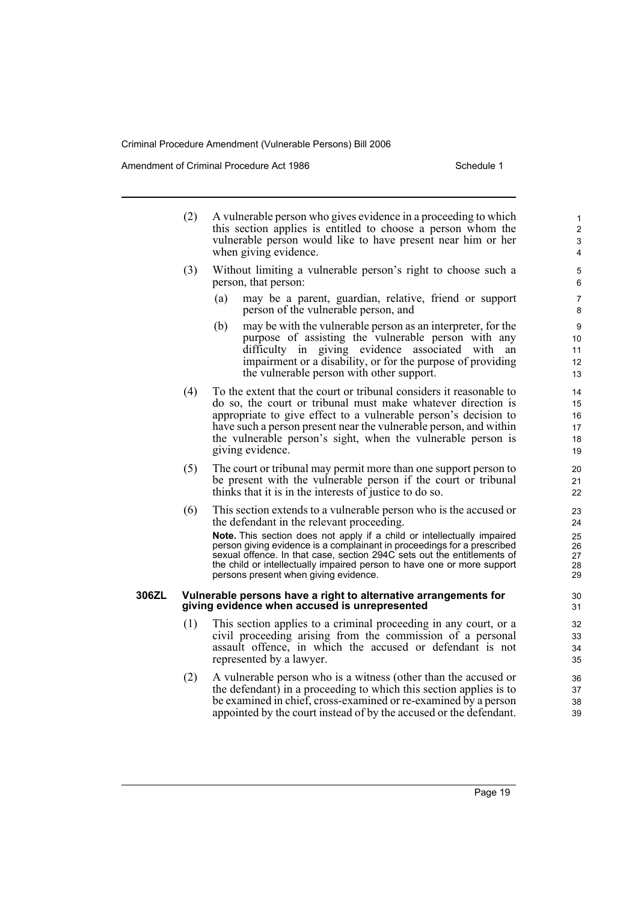(2) A vulnerable person who gives evidence in a proceeding to which this section applies is entitled to choose a person whom the vulnerable person would like to have present near him or her when giving evidence.

(3) Without limiting a vulnerable person's right to choose such a person, that person:

(a) may be a parent, guardian, relative, friend or support person of the vulnerable person, and

(b) may be with the vulnerable person as an interpreter, for the purpose of assisting the vulnerable person with any difficulty in giving evidence associated with an impairment or a disability, or for the purpose of providing the vulnerable person with other support.

(4) To the extent that the court or tribunal considers it reasonable to do so, the court or tribunal must make whatever direction is appropriate to give effect to a vulnerable person's decision to have such a person present near the vulnerable person, and within the vulnerable person's sight, when the vulnerable person is giving evidence.

(5) The court or tribunal may permit more than one support person to be present with the vulnerable person if the court or tribunal thinks that it is in the interests of justice to do so.

(6) This section extends to a vulnerable person who is the accused or the defendant in the relevant proceeding.

**Note.** This section does not apply if a child or intellectually impaired person giving evidence is a complainant in proceedings for a prescribed sexual offence. In that case, section 294C sets out the entitlements of the child or intellectually impaired person to have one or more support persons present when giving evidence.

### 306ZL Vulnerable persons have a right to alternative arrangements for giving evidence when accused is unrepresented

(1) This section applies to a criminal proceeding in any court, or a civil proceeding arising from the commission of a personal assault offence, in which the accused or defendant is not represented by a lawyer.

(2) A vulnerable person who is a witness (other than the accused or the defendant) in a proceeding to which this section applies is to be examined in chief, cross-examined or re-examined by a person appointed by the court instead of by the accused or the defendant.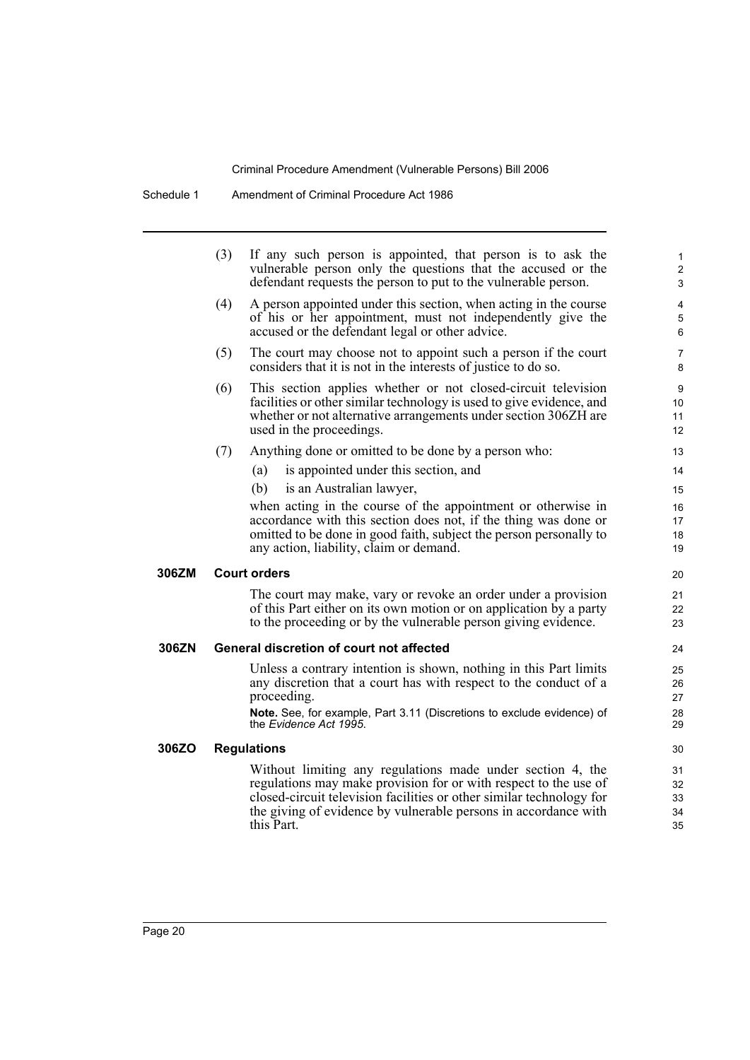(3) If any such person is appointed, that person is to ask the vulnerable person only the questions that the accused or the defendant requests the person to put to the vulnerable person.

(4) A person appointed under this section, when acting in the course of his or her appointment, must not independently give the accused or the defendant legal or other advice.

(5) The court may choose not to appoint such a person if the court considers that it is not in the interests of justice to do so.

(6) This section applies whether or not closed-circuit television facilities or other similar technology is used to give evidence, and whether or not alternative arrangements under section 306ZH are used in the proceedings.

(7) Anything done or omitted to be done by a person who:

(a) is appointed under this section, and

(b) is an Australian lawyer,

when acting in the course of the appointment or otherwise in accordance with this section does not, if the thing was done or omitted to be done in good faith, subject the person personally to any action, liability, claim or demand.

**306ZM Court orders**

The court may make, vary or revoke an order under a provision of this Part either on its own motion or on application by a party to the proceeding or by the vulnerable person giving evidence.

**306ZN General discretion of court not affected**

Unless a contrary intention is shown, nothing in this Part limits any discretion that a court has with respect to the conduct of a proceeding.

**Note.** See, for example, Part 3.11 (Discretions to exclude evidence) of the *Evidence Act 1995*.

**306ZO Regulations**

Without limiting any regulations made under section 4, the regulations may make provision for or with respect to the use of closed-circuit television facilities or other similar technology for the giving of evidence by vulnerable persons in accordance with this Part.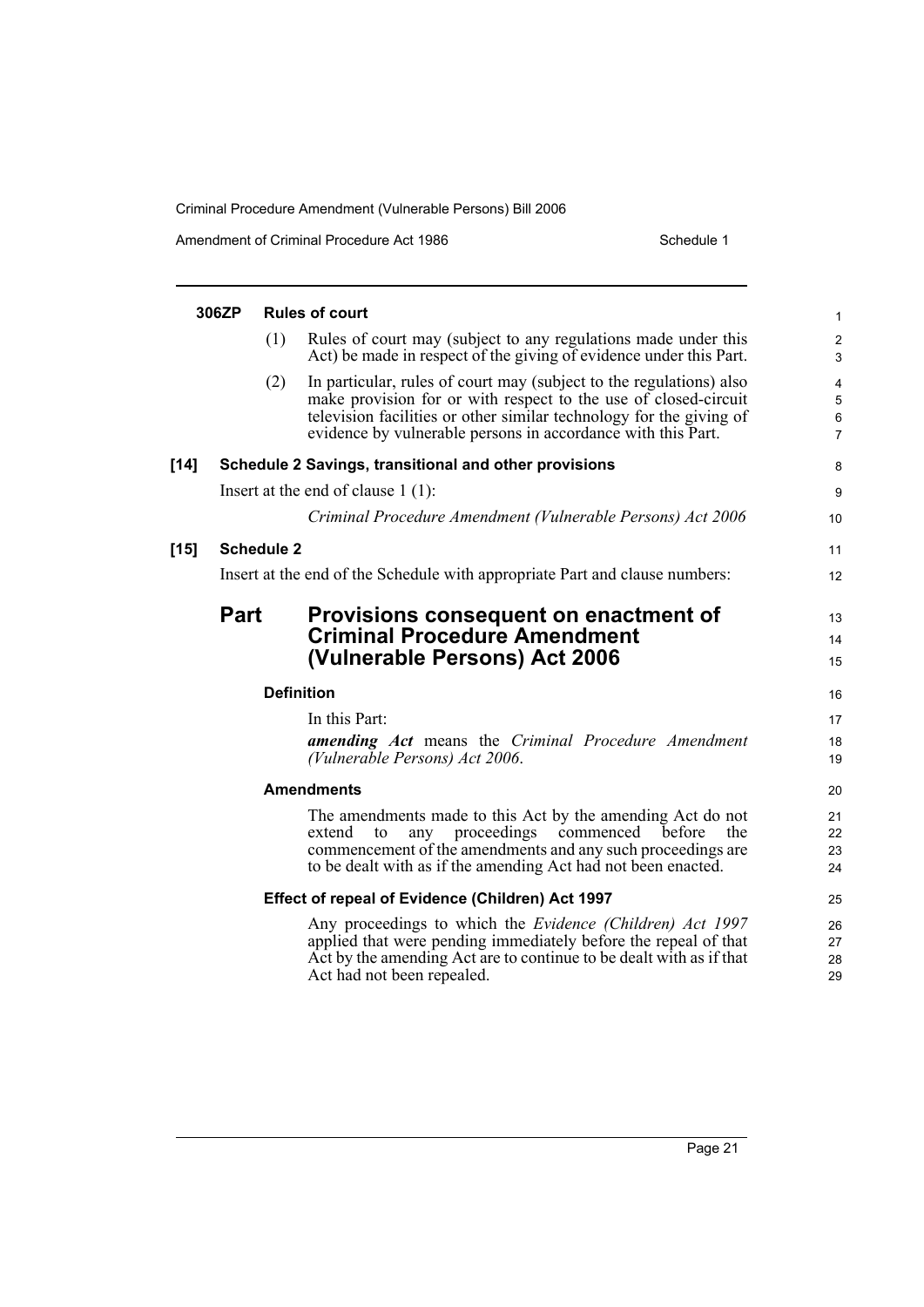**306ZP Rules of court**

(1) Rules of court may (subject to any regulations made under this Act) be made in respect of the giving of evidence under this Part.

(2) In particular, rules of court may (subject to the regulations) also make provision for or with respect to the use of closed-circuit television facilities or other similar technology for the giving of evidence by vulnerable persons in accordance with this Part.

**[14] Schedule 2 Savings, transitional and other provisions**

Insert at the end of clause 1 (1):

*Criminal Procedure Amendment (Vulnerable Persons) Act 2006*

**[15] Schedule 2**

Insert at the end of the Schedule with appropriate Part and clause numbers:

## Part Provisions consequent on enactment of Criminal Procedure Amendment (Vulnerable Persons) Act 2006

**Definition**

In this Part:

***amending Act*** means the *Criminal Procedure Amendment (Vulnerable Persons) Act 2006*.

**Amendments**

The amendments made to this Act by the amending Act do not extend to any proceedings commenced before the commencement of the amendments and any such proceedings are to be dealt with as if the amending Act had not been enacted.

**Effect of repeal of Evidence (Children) Act 1997**

Any proceedings to which the *Evidence (Children) Act 1997* applied that were pending immediately before the repeal of that Act by the amending Act are to continue to be dealt with as if that Act had not been repealed.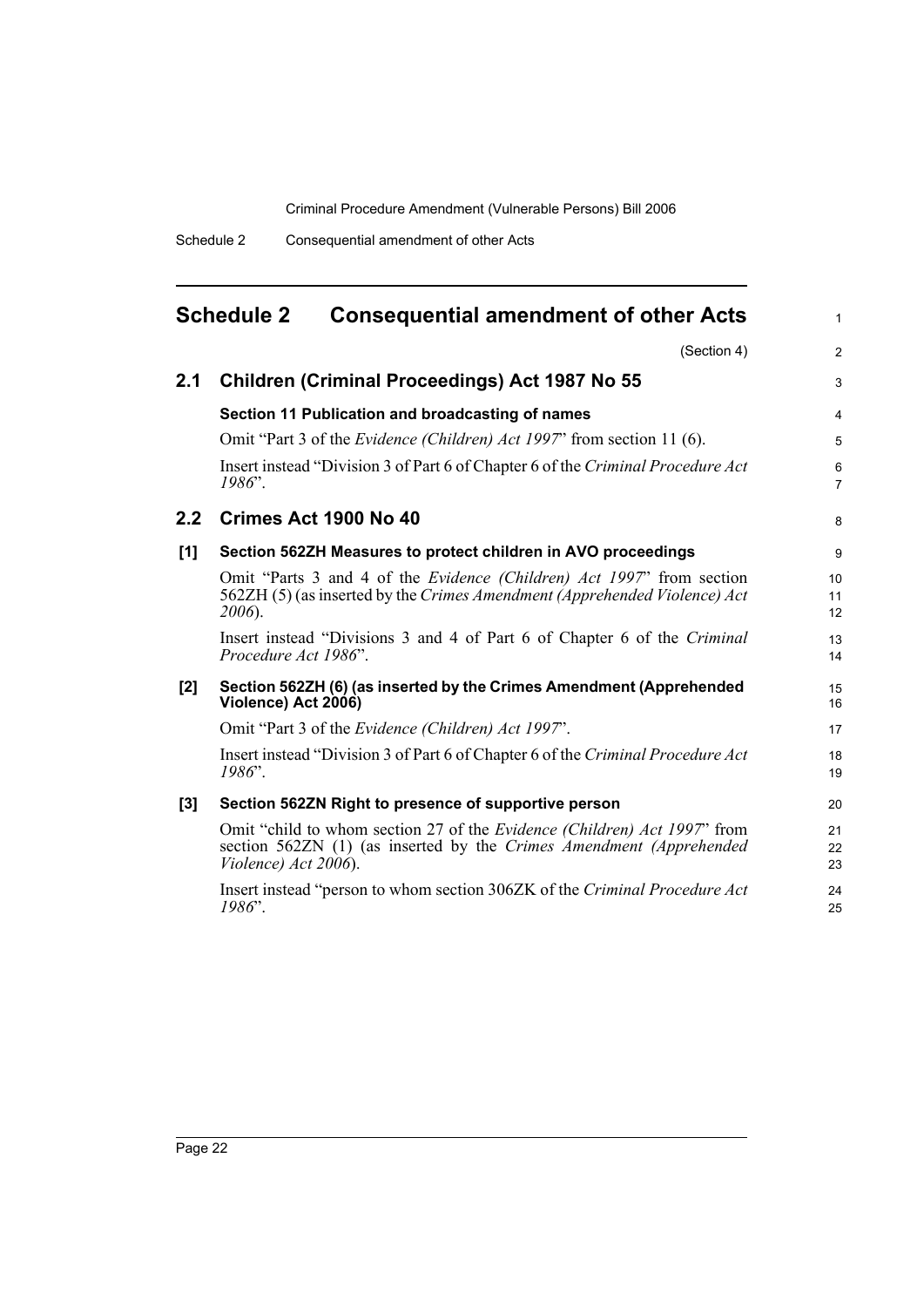# Schedule 2 Consequential amendment of other Acts

(Section 4)

## 2.1 Children (Criminal Proceedings) Act 1987 No 55

### Section 11 Publication and broadcasting of names

Omit "Part 3 of the *Evidence (Children) Act 1997*" from section 11 (6).

Insert instead "Division 3 of Part 6 of Chapter 6 of the *Criminal Procedure Act 1986*".

## 2.2 Crimes Act 1900 No 40

### [1] Section 562ZH Measures to protect children in AVO proceedings

Omit "Parts 3 and 4 of the *Evidence (Children) Act 1997*" from section 562ZH (5) (as inserted by the *Crimes Amendment (Apprehended Violence) Act 2006*).

Insert instead "Divisions 3 and 4 of Part 6 of Chapter 6 of the *Criminal Procedure Act 1986*".

### [2] Section 562ZH (6) (as inserted by the Crimes Amendment (Apprehended Violence) Act 2006)

Omit "Part 3 of the *Evidence (Children) Act 1997*".

Insert instead "Division 3 of Part 6 of Chapter 6 of the *Criminal Procedure Act 1986*".

### [3] Section 562ZN Right to presence of supportive person

Omit "child to whom section 27 of the *Evidence (Children) Act 1997*" from section 562ZN (1) (as inserted by the *Crimes Amendment (Apprehended Violence) Act 2006*).

Insert instead "person to whom section 306ZK of the *Criminal Procedure Act 1986*".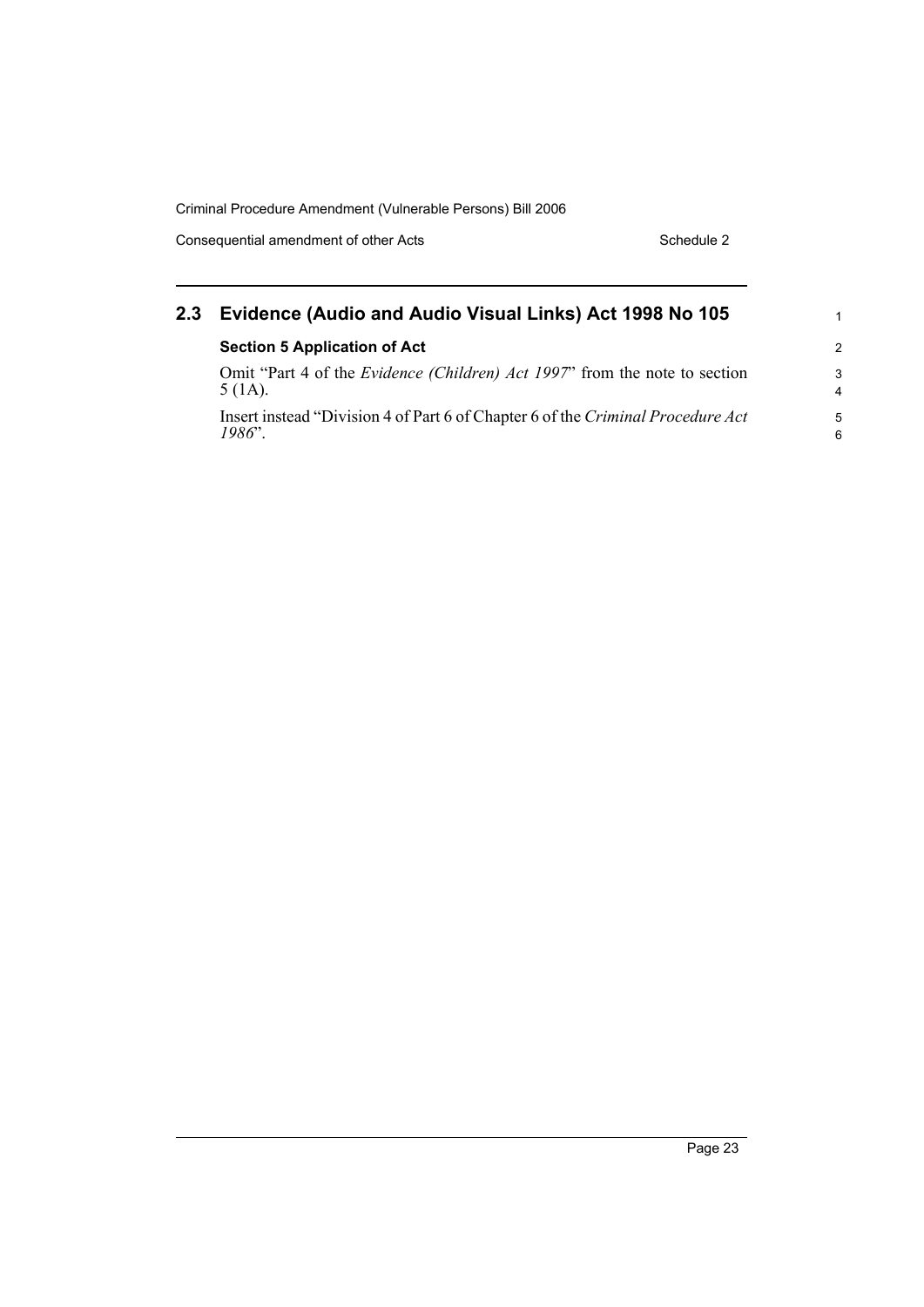## 2.3 Evidence (Audio and Audio Visual Links) Act 1998 No 105

### Section 5 Application of Act

Omit "Part 4 of the *Evidence (Children) Act 1997*" from the note to section 5 (1A).

Insert instead "Division 4 of Part 6 of Chapter 6 of the *Criminal Procedure Act 1986*".